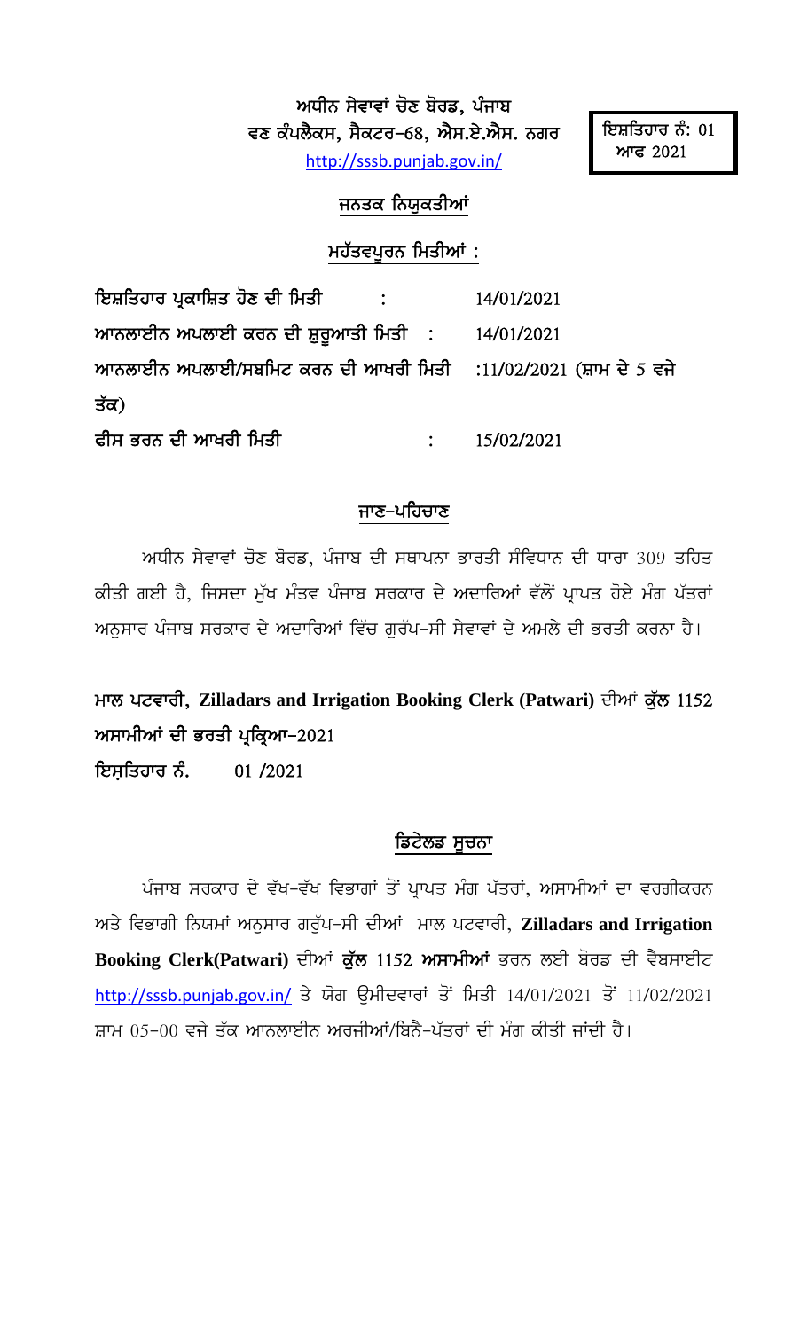**ਅਧੀਨ ਸੇਵਾਵਾਂ ਚੋਣ ਬੋਰਡ, ਪੰਜਾਬ**
**ਵਣ ਕੰਪਲੈਕਸ, ਸੈਕਟਰ-68, ਐਸ.ਏ.ਐਸ. ਨਗਰ**
http://sssb.punjab.gov.in/

**ਇਸ਼ਤਿਹਾਰ ਨੰ: 01 ਆਫ 2021**

## ਜਨਤਕ ਨਿਯੁਕਤੀਆਂ

### ਮਹੱਤਵਪੂਰਨ ਮਿਤੀਆਂ :

**ਇਸ਼ਤਿਹਾਰ ਪ੍ਰਕਾਸ਼ਿਤ ਹੋਣ ਦੀ ਮਿਤੀ** : 14/01/2021

**ਆਨਲਾਈਨ ਅਪਲਾਈ ਕਰਨ ਦੀ ਸ਼ੁਰੂਆਤੀ ਮਿਤੀ** : 14/01/2021

**ਆਨਲਾਈਨ ਅਪਲਾਈ/ਸਬਮਿਟ ਕਰਨ ਦੀ ਆਖਰੀ ਮਿਤੀ** : 11/02/2021 (ਸ਼ਾਮ ਦੇ 5 ਵਜੇ ਤੱਕ)

**ਫੀਸ ਭਰਨ ਦੀ ਆਖਰੀ ਮਿਤੀ** : 15/02/2021

### ਜਾਣ-ਪਹਿਚਾਣ

ਅਧੀਨ ਸੇਵਾਵਾਂ ਚੋਣ ਬੋਰਡ, ਪੰਜਾਬ ਦੀ ਸਥਾਪਨਾ ਭਾਰਤੀ ਸੰਵਿਧਾਨ ਦੀ ਧਾਰਾ 309 ਤਹਿਤ ਕੀਤੀ ਗਈ ਹੈ, ਜਿਸਦਾ ਮੁੱਖ ਮੰਤਵ ਪੰਜਾਬ ਸਰਕਾਰ ਦੇ ਅਦਾਰਿਆਂ ਵੱਲੋਂ ਪ੍ਰਾਪਤ ਹੋਏ ਮੰਗ ਪੱਤਰਾਂ ਅਨੁਸਾਰ ਪੰਜਾਬ ਸਰਕਾਰ ਦੇ ਅਦਾਰਿਆਂ ਵਿੱਚ ਗਰੁੱਪ-ਸੀ ਸੇਵਾਵਾਂ ਦੇ ਅਮਲੇ ਦੀ ਭਰਤੀ ਕਰਨਾ ਹੈ।

**ਮਾਲ ਪਟਵਾਰੀ, Zilladars and Irrigation Booking Clerk (Patwari)** ਦੀਆਂ **ਕੁੱਲ** 1152 **ਅਸਾਮੀਆਂ ਦੀ ਭਰਤੀ ਪ੍ਰਕ੍ਰਿਆ-2021**

**ਇਸ਼ਤਿਹਾਰ ਨੰ.** 01 /2021

### ਡਿਟੇਲਡ ਸੂਚਨਾ

ਪੰਜਾਬ ਸਰਕਾਰ ਦੇ ਵੱਖ-ਵੱਖ ਵਿਭਾਗਾਂ ਤੋਂ ਪ੍ਰਾਪਤ ਮੰਗ ਪੱਤਰਾਂ, ਅਸਾਮੀਆਂ ਦਾ ਵਰਗੀਕਰਨ ਅਤੇ ਵਿਭਾਗੀ ਨਿਯਮਾਂ ਅਨੁਸਾਰ ਗਰੁੱਪ-ਸੀ ਦੀਆਂ ਮਾਲ ਪਟਵਾਰੀ, **Zilladars and Irrigation Booking Clerk(Patwari)** ਦੀਆਂ **ਕੁੱਲ** 1152 **ਅਸਾਮੀਆਂ** ਭਰਨ ਲਈ ਬੋਰਡ ਦੀ ਵੈਬਸਾਈਟ http://sssb.punjab.gov.in/ ਤੇ ਯੋਗ ਉਮੀਦਵਾਰਾਂ ਤੋਂ ਮਿਤੀ 14/01/2021 ਤੋਂ 11/02/2021 ਸ਼ਾਮ 05-00 ਵਜੇ ਤੱਕ ਆਨਲਾਈਨ ਅਰਜੀਆਂ/ਬਿਨੈ-ਪੱਤਰਾਂ ਦੀ ਮੰਗ ਕੀਤੀ ਜਾਂਦੀ ਹੈ।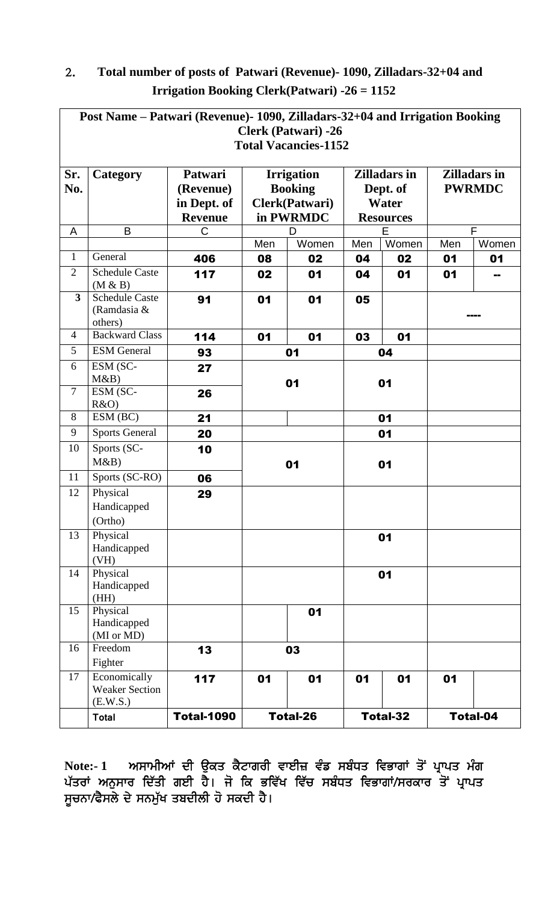## 2. Total number of posts of Patwari (Revenue)- 1090, Zilladars-32+04 and Irrigation Booking Clerk(Patwari) -26 = 1152

**Post Name – Patwari (Revenue)- 1090, Zilladars-32+04 and Irrigation Booking Clerk (Patwari) -26**
**Total Vacancies-1152**

| Sr. No. | Category | Patwari (Revenue) in Dept. of Revenue | Irrigation Booking Clerk(Patwari) in PWRMDC | | Zilladars in Dept. of Water Resources | | Zilladars in PWRMDC | |
|---|---|---|---|---|---|---|---|---|
| A | B | C | D | | E | | F | |
| | | | Men | Women | Men | Women | Men | Women |
| 1 | General | 406 | 08 | 02 | 04 | 02 | 01 | 01 |
| 2 | Schedule Caste (M & B) | 117 | 02 | 01 | 04 | 01 | 01 | -- |
| 3 | Schedule Caste (Ramdasia & others) | 91 | 01 | 01 | 05 | | ---- | |
| 4 | Backward Class | 114 | 01 | 01 | 03 | 01 | | |
| 5 | ESM General | 93 | 01 | | 04 | | | |
| 6 | ESM (SC-M&B) | 27 | 01 | | 01 | | | |
| 7 | ESM (SC-R&O) | 26 | | | | | | |
| 8 | ESM (BC) | 21 | | | 01 | | | |
| 9 | Sports General | 20 | | | 01 | | | |
| 10 | Sports (SC-M&B) | 10 | 01 | | 01 | | | |
| 11 | Sports (SC-RO) | 06 | | | | | | |
| 12 | Physical Handicapped (Ortho) | 29 | | | | | | |
| 13 | Physical Handicapped (VH) | | | | 01 | | | |
| 14 | Physical Handicapped (HH) | | | | 01 | | | |
| 15 | Physical Handicapped (MI or MD) | | | 01 | | | | |
| 16 | Freedom Fighter | 13 | 03 | | | | | |
| 17 | Economically Weaker Section (E.W.S.) | 117 | 01 | 01 | 01 | 01 | 01 | |
| | Total | Total-1090 | Total-26 | | Total-32 | | Total-04 | |

**Note:- 1** ਅਸਾਮੀਆਂ ਦੀ ਉਕਤ ਕੈਟਾਗਰੀ ਵਾਈਜ਼ ਵੰਡ ਸਬੰਧਤ ਵਿਭਾਗਾਂ ਤੋਂ ਪ੍ਰਾਪਤ ਮੰਗ ਪੱਤਰਾਂ ਅਨੁਸਾਰ ਦਿੱਤੀ ਗਈ ਹੈ। ਜੋ ਕਿ ਭਵਿੱਖ ਵਿੱਚ ਸਬੰਧਤ ਵਿਭਾਗਾਂ/ਸਰਕਾਰ ਤੋਂ ਪ੍ਰਾਪਤ ਸੂਚਨਾ/ਫੈਸਲੇ ਦੇ ਸਨਮੁੱਖ ਤਬਦੀਲੀ ਹੋ ਸਕਦੀ ਹੈ।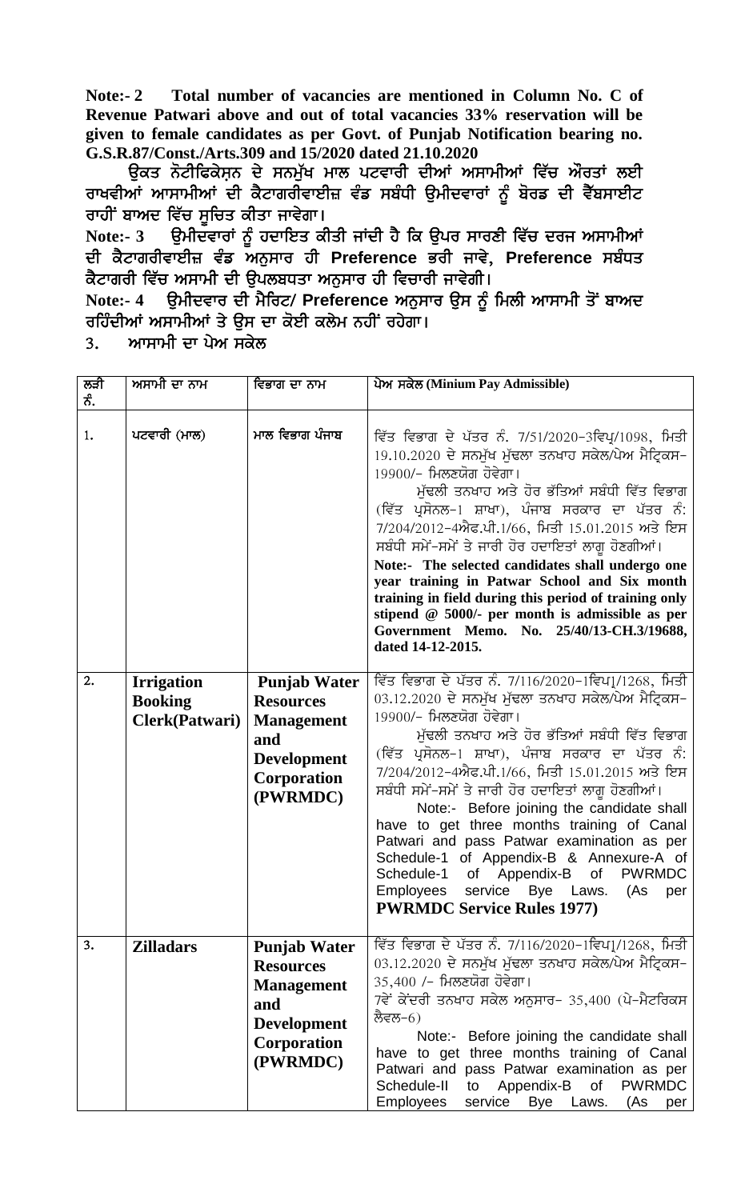**Note:- 2 Total number of vacancies are mentioned in Column No. C of Revenue Patwari above and out of total vacancies 33% reservation will be given to female candidates as per Govt. of Punjab Notification bearing no. G.S.R.87/Const./Arts.309 and 15/2020 dated 21.10.2020**

**ਉਕਤ ਨੋਟੀਫਿਕੇਸ਼ਨ ਦੇ ਸਨਮੁੱਖ ਮਾਲ ਪਟਵਾਰੀ ਦੀਆਂ ਅਸਾਮੀਆਂ ਵਿੱਚ ਔਰਤਾਂ ਲਈ ਰਾਖਵੀਆਂ ਆਸਾਮੀਆਂ ਦੀ ਕੈਟਾਗਰੀਵਾਈਜ਼ ਵੰਡ ਸਬੰਧੀ ਉਮੀਦਵਾਰਾਂ ਨੂੰ ਬੋਰਡ ਦੀ ਵੈੱਬਸਾਈਟ ਰਾਹੀਂ ਬਾਅਦ ਵਿੱਚ ਸੂਚਿਤ ਕੀਤਾ ਜਾਵੇਗਾ।**

**Note:- 3 ਉਮੀਦਵਾਰਾਂ ਨੂੰ ਹਦਾਇਤ ਕੀਤੀ ਜਾਂਦੀ ਹੈ ਕਿ ਉਪਰ ਸਾਰਣੀ ਵਿੱਚ ਦਰਜ ਅਸਾਮੀਆਂ ਦੀ ਕੈਟਾਗਰੀਵਾਈਜ਼ ਵੰਡ ਅਨੁਸਾਰ ਹੀ Preference ਭਰੀ ਜਾਵੇ, Preference ਸਬੰਧਤ ਕੈਟਾਗਰੀ ਵਿੱਚ ਅਸਾਮੀ ਦੀ ਉਪਲਬਧਤਾ ਅਨੁਸਾਰ ਹੀ ਵਿਚਾਰੀ ਜਾਵੇਗੀ।**

**Note:- 4 ਉਮੀਦਵਾਰ ਦੀ ਮੈਰਿਟ/ Preference ਅਨੁਸਾਰ ਉਸ ਨੂੰ ਮਿਲੀ ਆਸਾਮੀ ਤੋਂ ਬਾਅਦ ਰਹਿੰਦੀਆਂ ਅਸਾਮੀਆਂ ਤੇ ਉਸ ਦਾ ਕੋਈ ਕਲੇਮ ਨਹੀਂ ਰਹੇਗਾ।**

**3. ਆਸਾਮੀ ਦਾ ਪੇਅ ਸਕੇਲ**

| ਲੜੀ ਨੰ. | ਅਸਾਮੀ ਦਾ ਨਾਮ | ਵਿਭਾਗ ਦਾ ਨਾਮ | ਪੇਅ ਸਕੇਲ (Minium Pay Admissible) |
|---|---|---|---|
| 1. | ਪਟਵਾਰੀ (ਮਾਲ) | ਮਾਲ ਵਿਭਾਗ ਪੰਜਾਬ | ਵਿੱਤ ਵਿਭਾਗ ਦੇ ਪੱਤਰ ਨੰ. 7/51/2020-3ਵਿਪ੍/1098, ਮਿਤੀ 19.10.2020 ਦੇ ਸਨਮੁੱਖ ਮੁੱਢਲਾ ਤਨਖਾਹ ਸਕੇਲ/ਪੇਅ ਮੈਟ੍ਰਿਕਸ- 19900/- ਮਿਲਣਯੋਗ ਹੋਵੇਗਾ।<br>ਮੁੱਢਲੀ ਤਨਖਾਹ ਅਤੇ ਹੋਰ ਭੱਤਿਆਂ ਸਬੰਧੀ ਵਿੱਤ ਵਿਭਾਗ (ਵਿੱਤ ਪ੍ਰਸੋਨਲ-1 ਸ਼ਾਖਾ), ਪੰਜਾਬ ਸਰਕਾਰ ਦਾ ਪੱਤਰ ਨੰ: 7/204/2012-4ਐਫ.ਪੀ.1/66, ਮਿਤੀ 15.01.2015 ਅਤੇ ਇਸ ਸਬੰਧੀ ਸਮੇਂ-ਸਮੇਂ ਤੇ ਜਾਰੀ ਹੋਰ ਹਦਾਇਤਾਂ ਲਾਗੂ ਹੋਣਗੀਆਂ।<br>**Note:- The selected candidates shall undergo one year training in Patwar School and Six month training in field during this period of training only stipend @ 5000/- per month is admissible as per Government Memo. No. 25/40/13-CH.3/19688, dated 14-12-2015.** |
| **2.** | **Irrigation Booking Clerk(Patwari)** | **Punjab Water Resources Management and Development Corporation (PWRMDC)** | ਵਿੱਤ ਵਿਭਾਗ ਦੇ ਪੱਤਰ ਨੰ. 7/116/2020-1ਵਿਪ1/1268, ਮਿਤੀ 03.12.2020 ਦੇ ਸਨਮੁੱਖ ਮੁੱਢਲਾ ਤਨਖਾਹ ਸਕੇਲ/ਪੇਅ ਮੈਟ੍ਰਿਕਸ- 19900/- ਮਿਲਣਯੋਗ ਹੋਵੇਗਾ।<br>ਮੁੱਢਲੀ ਤਨਖਾਹ ਅਤੇ ਹੋਰ ਭੱਤਿਆਂ ਸਬੰਧੀ ਵਿੱਤ ਵਿਭਾਗ (ਵਿੱਤ ਪ੍ਰਸੋਨਲ-1 ਸ਼ਾਖਾ), ਪੰਜਾਬ ਸਰਕਾਰ ਦਾ ਪੱਤਰ ਨੰ: 7/204/2012-4ਐਫ.ਪੀ.1/66, ਮਿਤੀ 15.01.2015 ਅਤੇ ਇਸ ਸਬੰਧੀ ਸਮੇਂ-ਸਮੇਂ ਤੇ ਜਾਰੀ ਹੋਰ ਹਦਾਇਤਾਂ ਲਾਗੂ ਹੋਣਗੀਆਂ।<br>Note:- Before joining the candidate shall have to get three months training of Canal Patwari and pass Patwar examination as per Schedule-1 of Appendix-B & Annexure-A of Schedule-1 of Appendix-B of PWRMDC Employees service Bye Laws. (As per **PWRMDC Service Rules 1977)** |
| **3.** | **Zilladars** | **Punjab Water Resources Management and Development Corporation (PWRMDC)** | ਵਿੱਤ ਵਿਭਾਗ ਦੇ ਪੱਤਰ ਨੰ. 7/116/2020-1ਵਿਪ1/1268, ਮਿਤੀ 03.12.2020 ਦੇ ਸਨਮੁੱਖ ਮੁੱਢਲਾ ਤਨਖਾਹ ਸਕੇਲ/ਪੇਅ ਮੈਟ੍ਰਿਕਸ- 35,400 /- ਮਿਲਣਯੋਗ ਹੋਵੇਗਾ।<br>7ਵੇਂ ਕੇਂਦਰੀ ਤਨਖਾਹ ਸਕੇਲ ਅਨੁਸਾਰ- 35,400 (ਪੇ-ਮੈਟਰਿਕਸ ਲੈਵਲ-6)<br>Note:- Before joining the candidate shall have to get three months training of Canal Patwari and pass Patwar examination as per Schedule-II to Appendix-B of PWRMDC Employees service Bye Laws. (As per |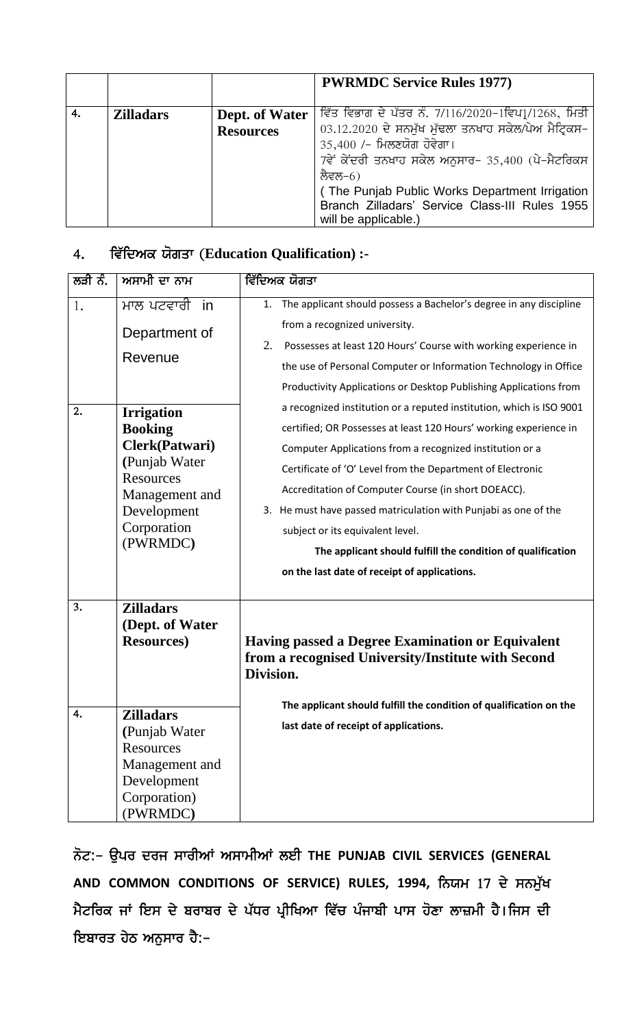|  |  |  | **PWRMDC Service Rules 1977)** |
|---|---|---|---|
| **4.** | **Zilladars** | **Dept. of Water Resources** | ਵਿੱਤ ਵਿਭਾਗ ਦੇ ਪੱਤਰ ਨੰ. 7/116/2020-1ਵਿਪ1/1268, ਮਿਤੀ 03.12.2020 ਦੇ ਸਨਮੁੱਖ ਮੁੱਢਲਾ ਤਨਖਾਹ ਸਕੇਲ/ਪੇਅ ਮੈਟ੍ਰਿਕਸ- 35,400 /- ਮਿਲਣਯੋਗ ਹੋਵੇਗਾ।<br>7ਵੇਂ ਕੇਂਦਰੀ ਤਨਖਾਹ ਸਕੇਲ ਅਨੁਸਾਰ- 35,400 (ਪੇ-ਮੈਟਰਿਕਸ ਲੈਵਲ-6)<br>( The Punjab Public Works Department Irrigation Branch Zilladars' Service Class-III Rules 1955 will be applicable.) |

## 4. ਵਿੱਦਿਅਕ ਯੋਗਤਾ (Education Qualification) :-

| ਲੜੀ ਨੰ. | ਅਸਾਮੀ ਦਾ ਨਾਮ | ਵਿੱਦਿਅਕ ਯੋਗਤਾ |
|---|---|---|
| 1. | ਮਾਲ ਪਟਵਾਰੀ in Department of Revenue | 1. The applicant should possess a Bachelor's degree in any discipline from a recognized university.<br>2. Possesses at least 120 Hours' Course with working experience in the use of Personal Computer or Information Technology in Office Productivity Applications or Desktop Publishing Applications from a recognized institution or a reputed institution, which is ISO 9001 certified; OR Possesses at least 120 Hours' working experience in Computer Applications from a recognized institution or a Certificate of 'O' Level from the Department of Electronic Accreditation of Computer Course (in short DOEACC).<br>3. He must have passed matriculation with Punjabi as one of the subject or its equivalent level.<br>**The applicant should fulfill the condition of qualification on the last date of receipt of applications.** |
| **2.** | **Irrigation Booking Clerk(Patwari)** (Punjab Water Resources Management and Development Corporation (PWRMDC)) |  |
| **3.** | **Zilladars (Dept. of Water Resources)** | **Having passed a Degree Examination or Equivalent from a recognised University/Institute with Second Division.**<br>**The applicant should fulfill the condition of qualification on the last date of receipt of applications.** |
| **4.** | **Zilladars** (Punjab Water Resources Management and Development Corporation) (PWRMDC) |  |

**ਨੋਟ:- ਉਪਰ ਦਰਜ ਸਾਰੀਆਂ ਅਸਾਮੀਆਂ ਲਈ THE PUNJAB CIVIL SERVICES (GENERAL AND COMMON CONDITIONS OF SERVICE) RULES, 1994, ਨਿਯਮ 17 ਦੇ ਸਨਮੁੱਖ ਮੈਟਰਿਕ ਜਾਂ ਇਸ ਦੇ ਬਰਾਬਰ ਦੇ ਪੱਧਰ ਪ੍ਰੀਖਿਆ ਵਿੱਚ ਪੰਜਾਬੀ ਪਾਸ ਹੋਣਾ ਲਾਜ਼ਮੀ ਹੈ।ਜਿਸ ਦੀ ਇਬਾਰਤ ਹੇਠ ਅਨੁਸਾਰ ਹੈ:-**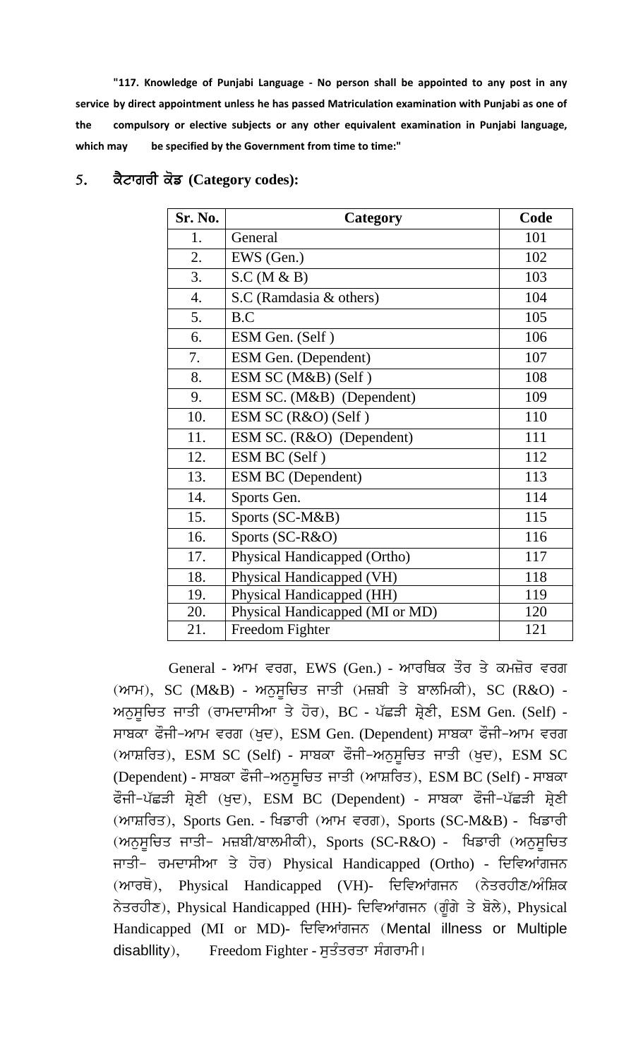**"117. Knowledge of Punjabi Language - No person shall be appointed to any post in any service by direct appointment unless he has passed Matriculation examination with Punjabi as one of the compulsory or elective subjects or any other equivalent examination in Punjabi language, which may be specified by the Government from time to time:"**

## 5. ਕੈਟਾਗਰੀ ਕੋਡ (Category codes):

| Sr. No. | Category | Code |
|---|---|---|
| 1. | General | 101 |
| 2. | EWS (Gen.) | 102 |
| 3. | S.C (M & B) | 103 |
| 4. | S.C (Ramdasia & others) | 104 |
| 5. | B.C | 105 |
| 6. | ESM Gen. (Self ) | 106 |
| 7. | ESM Gen. (Dependent) | 107 |
| 8. | ESM SC (M&B) (Self ) | 108 |
| 9. | ESM SC. (M&B) (Dependent) | 109 |
| 10. | ESM SC (R&O) (Self ) | 110 |
| 11. | ESM SC. (R&O) (Dependent) | 111 |
| 12. | ESM BC (Self ) | 112 |
| 13. | ESM BC (Dependent) | 113 |
| 14. | Sports Gen. | 114 |
| 15. | Sports (SC-M&B) | 115 |
| 16. | Sports (SC-R&O) | 116 |
| 17. | Physical Handicapped (Ortho) | 117 |
| 18. | Physical Handicapped (VH) | 118 |
| 19. | Physical Handicapped (HH) | 119 |
| 20. | Physical Handicapped (MI or MD) | 120 |
| 21. | Freedom Fighter | 121 |

General - ਆਮ ਵਰਗ, EWS (Gen.) - ਆਰਥਿਕ ਤੌਰ ਤੇ ਕਮਜ਼ੋਰ ਵਰਗ (ਆਮ), SC (M&B) - ਅਨੁਸੂਚਿਤ ਜਾਤੀ (ਮਜ਼ਬੀ ਤੇ ਬਾਲਮਿਕੀ), SC (R&O) - ਅਨੁਸੂਚਿਤ ਜਾਤੀ (ਰਾਮਦਾਸੀਆ ਤੇ ਹੋਰ), BC - ਪੱਛੜੀ ਸ਼੍ਰੇਣੀ, ESM Gen. (Self) - ਸਾਬਕਾ ਫੌਜੀ-ਆਮ ਵਰਗ (ਖੁਦ), ESM Gen. (Dependent) ਸਾਬਕਾ ਫੌਜੀ-ਆਮ ਵਰਗ (ਆਸ਼ਰਿਤ), ESM SC (Self) - ਸਾਬਕਾ ਫੌਜੀ-ਅਨੁਸੂਚਿਤ ਜਾਤੀ (ਖੁਦ), ESM SC (Dependent) - ਸਾਬਕਾ ਫੌਜੀ-ਅਨੁਸੂਚਿਤ ਜਾਤੀ (ਆਸ਼ਰਿਤ), ESM BC (Self) - ਸਾਬਕਾ ਫੌਜੀ-ਪੱਛੜੀ ਸ਼੍ਰੇਣੀ (ਖੁਦ), ESM BC (Dependent) - ਸਾਬਕਾ ਫੌਜੀ-ਪੱਛੜੀ ਸ਼੍ਰੇਣੀ (ਆਸ਼ਰਿਤ), Sports Gen. - ਖਿਡਾਰੀ (ਆਮ ਵਰਗ), Sports (SC-M&B) - ਖਿਡਾਰੀ (ਅਨੁਸੂਚਿਤ ਜਾਤੀ- ਮਜ਼ਬੀ/ਬਾਲਮੀਕੀ), Sports (SC-R&O) - ਖਿਡਾਰੀ (ਅਨੁਸੂਚਿਤ ਜਾਤੀ- ਰਮਦਾਸੀਆ ਤੇ ਹੋਰ) Physical Handicapped (Ortho) - ਦਿਵਿਆਂਗਜਨ (ਆਰਥੋ), Physical Handicapped (VH)- ਦਿਵਿਆਂਗਜਨ (ਨੇਤਰਹੀਣ/ਅੰਸ਼ਿਕ ਨੇਤਰਹੀਣ), Physical Handicapped (HH)- ਦਿਵਿਆਂਗਜਨ (ਗੂੰਗੇ ਤੇ ਬੋਲੇ), Physical Handicapped (MI or MD)- ਦਿਵਿਆਂਗਜਨ (Mental illness or Multiple disabllity), Freedom Fighter - ਸੁਤੰਤਰਤਾ ਸੰਗਰਾਮੀ।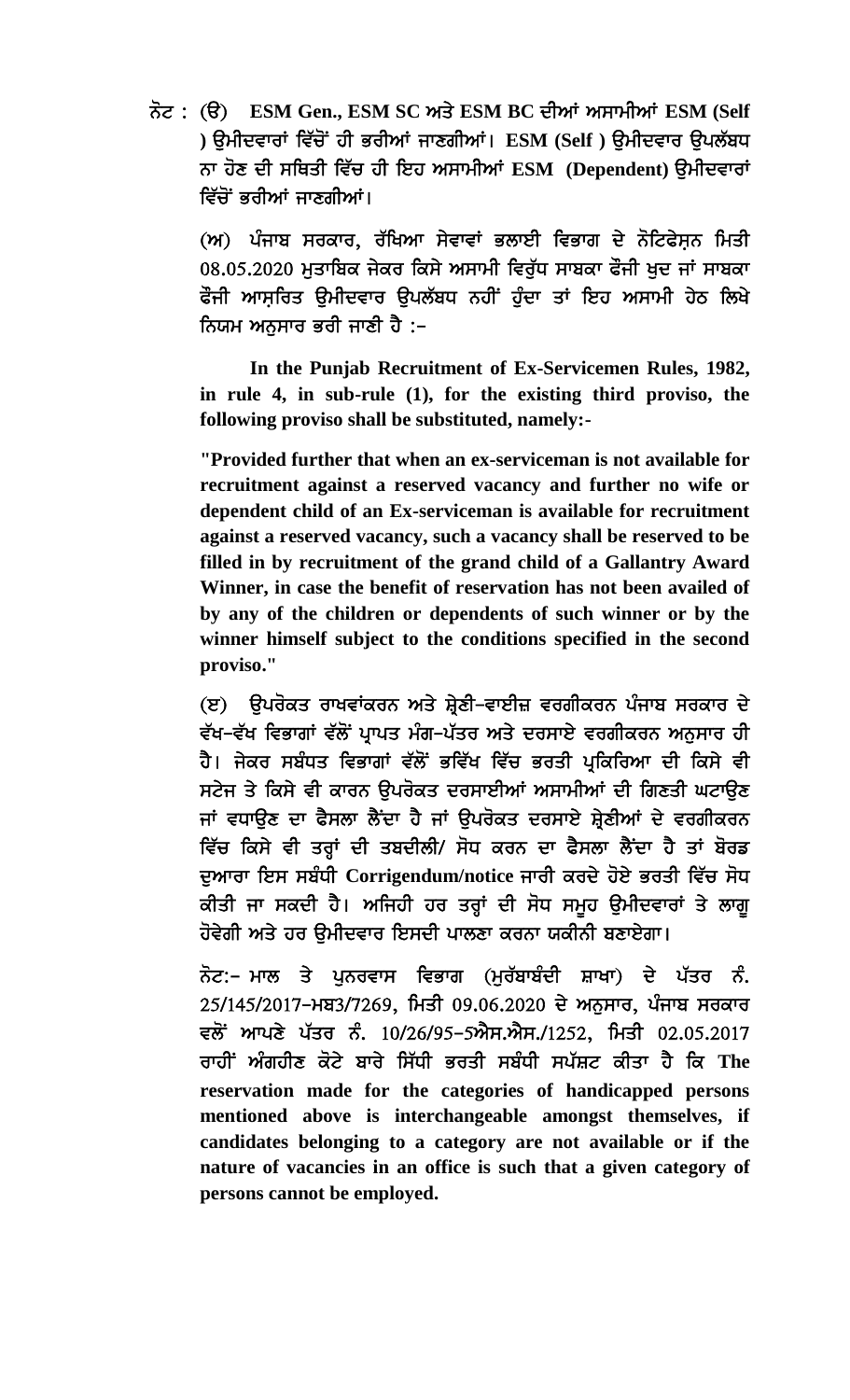ਨੋਟ : (ੳ) **ESM Gen., ESM SC** ਅਤੇ **ESM BC** ਦੀਆਂ ਅਸਾਮੀਆਂ **ESM (Self )** ਉਮੀਦਵਾਰਾਂ ਵਿੱਚੋਂ ਹੀ ਭਰੀਆਂ ਜਾਣਗੀਆਂ। **ESM (Self )** ਉਮੀਦਵਾਰ ਉਪਲੱਬਧ ਨਾ ਹੋਣ ਦੀ ਸਥਿਤੀ ਵਿੱਚ ਹੀ ਇਹ ਅਸਾਮੀਆਂ **ESM (Dependent)** ਉਮੀਦਵਾਰਾਂ ਵਿੱਚੋਂ ਭਰੀਆਂ ਜਾਣਗੀਆਂ।

(ਅ) ਪੰਜਾਬ ਸਰਕਾਰ, ਰੱਖਿਆ ਸੇਵਾਵਾਂ ਭਲਾਈ ਵਿਭਾਗ ਦੇ ਨੋਟਿਫੇਸ਼ਨ ਮਿਤੀ 08.05.2020 ਮੁਤਾਬਿਕ ਜੇਕਰ ਕਿਸੇ ਅਸਾਮੀ ਵਿਰੁੱਧ ਸਾਬਕਾ ਫੌਜੀ ਖੁਦ ਜਾਂ ਸਾਬਕਾ ਫੌਜੀ ਆਸ਼ਰਿਤ ਉਮੀਦਵਾਰ ਉਪਲੱਬਧ ਨਹੀਂ ਹੁੰਦਾ ਤਾਂ ਇਹ ਅਸਾਮੀ ਹੇਠ ਲਿਖੇ ਨਿਯਮ ਅਨੁਸਾਰ ਭਰੀ ਜਾਣੀ ਹੈ :-

**In the Punjab Recruitment of Ex-Servicemen Rules, 1982, in rule 4, in sub-rule (1), for the existing third proviso, the following proviso shall be substituted, namely:-**

**"Provided further that when an ex-serviceman is not available for recruitment against a reserved vacancy and further no wife or dependent child of an Ex-serviceman is available for recruitment against a reserved vacancy, such a vacancy shall be reserved to be filled in by recruitment of the grand child of a Gallantry Award Winner, in case the benefit of reservation has not been availed of by any of the children or dependents of such winner or by the winner himself subject to the conditions specified in the second proviso."**

(ੲ) ਉਪਰੋਕਤ ਰਾਖਵਾਂਕਰਨ ਅਤੇ ਸ਼੍ਰੇਣੀ-ਵਾਈਜ਼ ਵਰਗੀਕਰਨ ਪੰਜਾਬ ਸਰਕਾਰ ਦੇ ਵੱਖ-ਵੱਖ ਵਿਭਾਗਾਂ ਵੱਲੋਂ ਪ੍ਰਾਪਤ ਮੰਗ-ਪੱਤਰ ਅਤੇ ਦਰਸਾਏ ਵਰਗੀਕਰਨ ਅਨੁਸਾਰ ਹੀ ਹੈ। ਜੇਕਰ ਸਬੰਧਤ ਵਿਭਾਗਾਂ ਵੱਲੋਂ ਭਵਿੱਖ ਵਿੱਚ ਭਰਤੀ ਪ੍ਰਕਿਰਿਆ ਦੀ ਕਿਸੇ ਵੀ ਸਟੇਜ ਤੇ ਕਿਸੇ ਵੀ ਕਾਰਨ ਉਪਰੋਕਤ ਦਰਸਾਈਆਂ ਅਸਾਮੀਆਂ ਦੀ ਗਿਣਤੀ ਘਟਾਉਣ ਜਾਂ ਵਧਾਉਣ ਦਾ ਫੈਸਲਾ ਲੈਂਦਾ ਹੈ ਜਾਂ ਉਪਰੋਕਤ ਦਰਸਾਏ ਸ਼੍ਰੇਣੀਆਂ ਦੇ ਵਰਗੀਕਰਨ ਵਿੱਚ ਕਿਸੇ ਵੀ ਤਰ੍ਹਾਂ ਦੀ ਤਬਦੀਲੀ/ ਸੋਧ ਕਰਨ ਦਾ ਫੈਸਲਾ ਲੈਂਦਾ ਹੈ ਤਾਂ ਬੋਰਡ ਦੁਆਰਾ ਇਸ ਸਬੰਧੀ **Corrigendum/notice** ਜਾਰੀ ਕਰਦੇ ਹੋਏ ਭਰਤੀ ਵਿੱਚ ਸੋਧ ਕੀਤੀ ਜਾ ਸਕਦੀ ਹੈ। ਅਜਿਹੀ ਹਰ ਤਰ੍ਹਾਂ ਦੀ ਸੋਧ ਸਮੂਹ ਉਮੀਦਵਾਰਾਂ ਤੇ ਲਾਗੂ ਹੋਵੇਗੀ ਅਤੇ ਹਰ ਉਮੀਦਵਾਰ ਇਸਦੀ ਪਾਲਣਾ ਕਰਨਾ ਯਕੀਨੀ ਬਣਾਏਗਾ।

ਨੋਟ:- ਮਾਲ ਤੇ ਪੁਨਰਵਾਸ ਵਿਭਾਗ (ਮੁਰੱਬਾਬੰਦੀ ਸ਼ਾਖਾ) ਦੇ ਪੱਤਰ ਨੰ. 25/145/2017-ਮਬ3/7269, ਮਿਤੀ 09.06.2020 ਦੇ ਅਨੁਸਾਰ, ਪੰਜਾਬ ਸਰਕਾਰ ਵਲੋਂ ਆਪਣੇ ਪੱਤਰ ਨੰ. 10/26/95-5ਐਸ.ਐਸ./1252, ਮਿਤੀ 02.05.2017 ਰਾਹੀਂ ਅੰਗਹੀਣ ਕੋਟੇ ਬਾਰੇ ਸਿੱਧੀ ਭਰਤੀ ਸਬੰਧੀ ਸਪੱਸ਼ਟ ਕੀਤਾ ਹੈ ਕਿ **The reservation made for the categories of handicapped persons mentioned above is interchangeable amongst themselves, if candidates belonging to a category are not available or if the nature of vacancies in an office is such that a given category of persons cannot be employed.**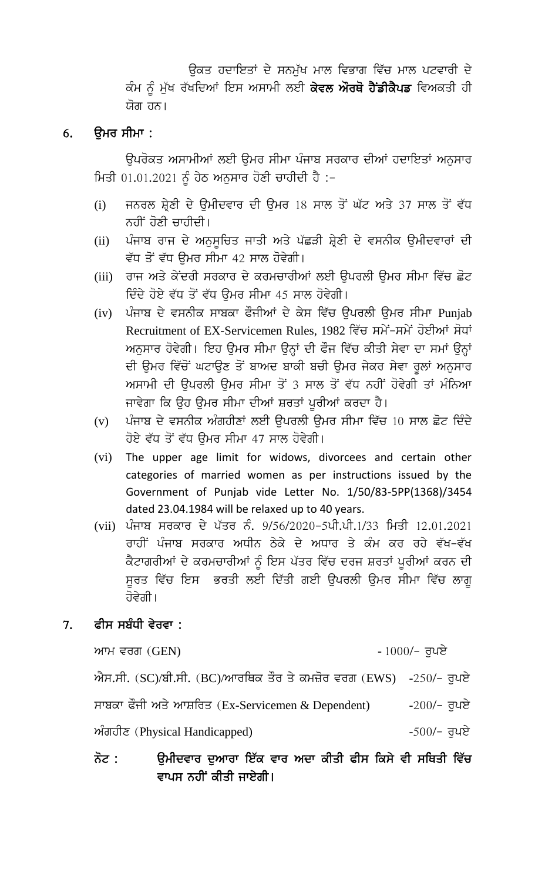ਉਕਤ ਹਦਾਇਤਾਂ ਦੇ ਸਨਮੁੱਖ ਮਾਲ ਵਿਭਾਗ ਵਿੱਚ ਮਾਲ ਪਟਵਾਰੀ ਦੇ ਕੰਮ ਨੂੰ ਮੁੱਖ ਰੱਖਦਿਆਂ ਇਸ ਅਸਾਮੀ ਲਈ **ਕੇਵਲ ਔਰਥੋ ਹੈਂਡੀਕੈਪਡ** ਵਿਅਕਤੀ ਹੀ ਯੋਗ ਹਨ।

## 6. ਉਮਰ ਸੀਮਾ :

ਉਪਰੋਕਤ ਅਸਾਮੀਆਂ ਲਈ ਉਮਰ ਸੀਮਾ ਪੰਜਾਬ ਸਰਕਾਰ ਦੀਆਂ ਹਦਾਇਤਾਂ ਅਨੁਸਾਰ ਮਿਤੀ 01.01.2021 ਨੂੰ ਹੇਠ ਅਨੁਸਾਰ ਹੋਣੀ ਚਾਹੀਦੀ ਹੈ :-

(i) ਜਨਰਲ ਸ਼੍ਰੇਣੀ ਦੇ ਉਮੀਦਵਾਰ ਦੀ ਉਮਰ 18 ਸਾਲ ਤੋਂ ਘੱਟ ਅਤੇ 37 ਸਾਲ ਤੋਂ ਵੱਧ ਨਹੀਂ ਹੋਣੀ ਚਾਹੀਦੀ।

(ii) ਪੰਜਾਬ ਰਾਜ ਦੇ ਅਨੁਸੂਚਿਤ ਜਾਤੀ ਅਤੇ ਪੱਛੜੀ ਸ਼੍ਰੇਣੀ ਦੇ ਵਸਨੀਕ ਉਮੀਦਵਾਰਾਂ ਦੀ ਵੱਧ ਤੋਂ ਵੱਧ ਉਮਰ ਸੀਮਾ 42 ਸਾਲ ਹੋਵੇਗੀ।

(iii) ਰਾਜ ਅਤੇ ਕੇਂਦਰੀ ਸਰਕਾਰ ਦੇ ਕਰਮਚਾਰੀਆਂ ਲਈ ਉਪਰਲੀ ਉਮਰ ਸੀਮਾ ਵਿੱਚ ਛੋਟ ਦਿੰਦੇ ਹੋਏ ਵੱਧ ਤੋਂ ਵੱਧ ਉਮਰ ਸੀਮਾ 45 ਸਾਲ ਹੋਵੇਗੀ।

(iv) ਪੰਜਾਬ ਦੇ ਵਸਨੀਕ ਸਾਬਕਾ ਫੌਜੀਆਂ ਦੇ ਕੇਸ ਵਿੱਚ ਉਪਰਲੀ ਉਮਰ ਸੀਮਾ Punjab Recruitment of EX-Servicemen Rules, 1982 ਵਿੱਚ ਸਮੇਂ-ਸਮੇਂ ਹੋਈਆਂ ਸੋਧਾਂ ਅਨੁਸਾਰ ਹੋਵੇਗੀ। ਇਹ ਉਮਰ ਸੀਮਾ ਉਨ੍ਹਾਂ ਦੀ ਫੌਜ ਵਿੱਚ ਕੀਤੀ ਸੇਵਾ ਦਾ ਸਮਾਂ ਉਨ੍ਹਾਂ ਦੀ ਉਮਰ ਵਿੱਚੋਂ ਘਟਾਉਣ ਤੋਂ ਬਾਅਦ ਬਾਕੀ ਬਚੀ ਉਮਰ ਜੇਕਰ ਸੇਵਾ ਰੂਲਾਂ ਅਨੁਸਾਰ ਅਸਾਮੀ ਦੀ ਉਪਰਲੀ ਉਮਰ ਸੀਮਾ ਤੋਂ 3 ਸਾਲ ਤੋਂ ਵੱਧ ਨਹੀਂ ਹੋਵੇਗੀ ਤਾਂ ਮੰਨਿਆ ਜਾਵੇਗਾ ਕਿ ਉਹ ਉਮਰ ਸੀਮਾ ਦੀਆਂ ਸ਼ਰਤਾਂ ਪੂਰੀਆਂ ਕਰਦਾ ਹੈ।

(v) ਪੰਜਾਬ ਦੇ ਵਸਨੀਕ ਅੰਗਹੀਣਾਂ ਲਈ ਉਪਰਲੀ ਉਮਰ ਸੀਮਾ ਵਿੱਚ 10 ਸਾਲ ਛੋਟ ਦਿੰਦੇ ਹੋਏ ਵੱਧ ਤੋਂ ਵੱਧ ਉਮਰ ਸੀਮਾ 47 ਸਾਲ ਹੋਵੇਗੀ।

(vi) The upper age limit for widows, divorcees and certain other categories of married women as per instructions issued by the Government of Punjab vide Letter No. 1/50/83-5PP(1368)/3454 dated 23.04.1984 will be relaxed up to 40 years.

(vii) ਪੰਜਾਬ ਸਰਕਾਰ ਦੇ ਪੱਤਰ ਨੰ. 9/56/2020-5ਪੀ.ਪੀ.1/33 ਮਿਤੀ 12.01.2021 ਰਾਹੀਂ ਪੰਜਾਬ ਸਰਕਾਰ ਅਧੀਨ ਠੇਕੇ ਦੇ ਅਧਾਰ ਤੇ ਕੰਮ ਕਰ ਰਹੇ ਵੱਖ-ਵੱਖ ਕੈਟਾਗਰੀਆਂ ਦੇ ਕਰਮਚਾਰੀਆਂ ਨੂੰ ਇਸ ਪੱਤਰ ਵਿੱਚ ਦਰਜ ਸ਼ਰਤਾਂ ਪੂਰੀਆਂ ਕਰਨ ਦੀ ਸੂਰਤ ਵਿੱਚ ਇਸ ਭਰਤੀ ਲਈ ਦਿੱਤੀ ਗਈ ਉਪਰਲੀ ਉਮਰ ਸੀਮਾ ਵਿੱਚ ਲਾਗੂ ਹੋਵੇਗੀ।

## 7. ਫੀਸ ਸਬੰਧੀ ਵੇਰਵਾ :

| | |
|---|---|
| ਆਮ ਵਰਗ (GEN) | - 1000/- ਰੁਪਏ |
| ਐਸ.ਸੀ. (SC)/ਬੀ.ਸੀ. (BC)/ਆਰਥਿਕ ਤੌਰ ਤੇ ਕਮਜ਼ੋਰ ਵਰਗ (EWS) | -250/- ਰੁਪਏ |
| ਸਾਬਕਾ ਫੌਜੀ ਅਤੇ ਆਸ਼ਰਿਤ (Ex-Servicemen & Dependent) | -200/- ਰੁਪਏ |
| ਅੰਗਹੀਣ (Physical Handicapped) | -500/- ਰੁਪਏ |

**ਨੋਟ : ਉਮੀਦਵਾਰ ਦੁਆਰਾ ਇੱਕ ਵਾਰ ਅਦਾ ਕੀਤੀ ਫੀਸ ਕਿਸੇ ਵੀ ਸਥਿਤੀ ਵਿੱਚ ਵਾਪਸ ਨਹੀਂ ਕੀਤੀ ਜਾਏਗੀ।**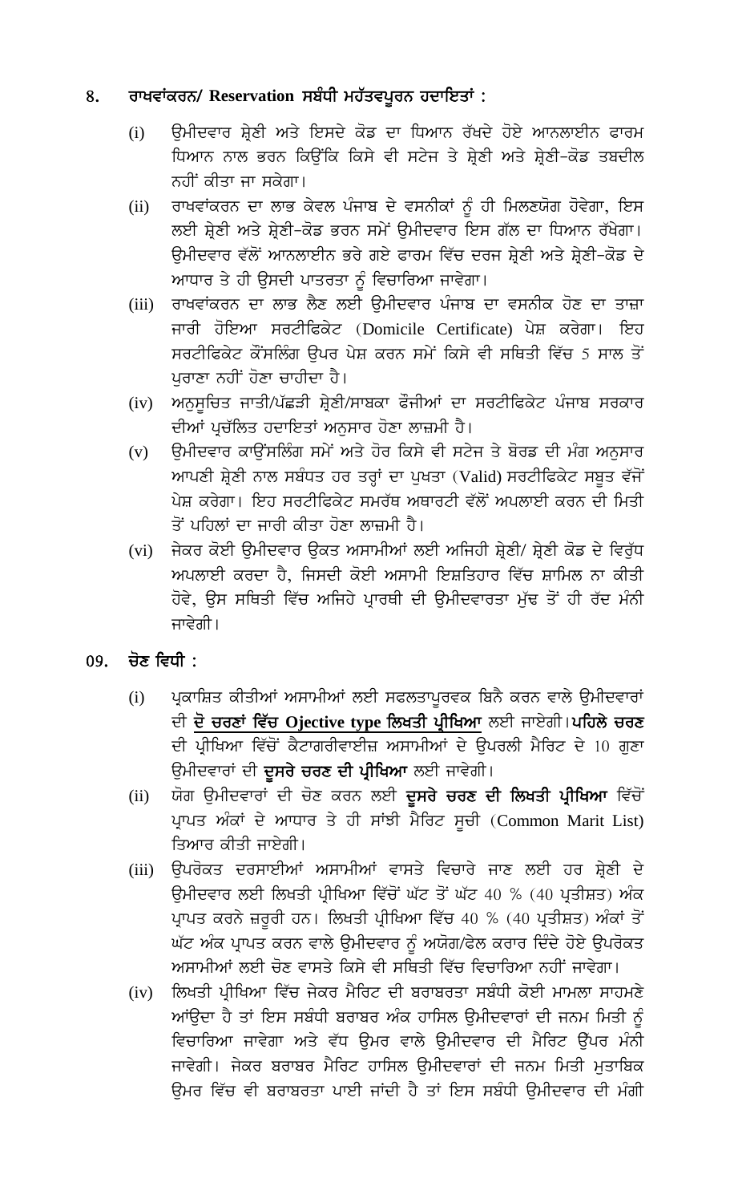## 8. ਰਾਖਵਾਂਕਰਨ/ Reservation ਸਬੰਧੀ ਮਹੱਤਵਪੂਰਨ ਹਦਾਇਤਾਂ :

(i) ਉਮੀਦਵਾਰ ਸ਼੍ਰੇਣੀ ਅਤੇ ਇਸਦੇ ਕੋਡ ਦਾ ਧਿਆਨ ਰੱਖਦੇ ਹੋਏ ਆਨਲਾਈਨ ਫਾਰਮ ਧਿਆਨ ਨਾਲ ਭਰਨ ਕਿਉਂਕਿ ਕਿਸੇ ਵੀ ਸਟੇਜ ਤੇ ਸ਼੍ਰੇਣੀ ਅਤੇ ਸ਼੍ਰੇਣੀ-ਕੋਡ ਤਬਦੀਲ ਨਹੀਂ ਕੀਤਾ ਜਾ ਸਕੇਗਾ।

(ii) ਰਾਖਵਾਂਕਰਨ ਦਾ ਲਾਭ ਕੇਵਲ ਪੰਜਾਬ ਦੇ ਵਸਨੀਕਾਂ ਨੂੰ ਹੀ ਮਿਲਣਯੋਗ ਹੋਵੇਗਾ, ਇਸ ਲਈ ਸ਼੍ਰੇਣੀ ਅਤੇ ਸ਼੍ਰੇਣੀ-ਕੋਡ ਭਰਨ ਸਮੇਂ ਉਮੀਦਵਾਰ ਇਸ ਗੱਲ ਦਾ ਧਿਆਨ ਰੱਖੇਗਾ। ਉਮੀਦਵਾਰ ਵੱਲੋਂ ਆਨਲਾਈਨ ਭਰੇ ਗਏ ਫਾਰਮ ਵਿੱਚ ਦਰਜ ਸ਼੍ਰੇਣੀ ਅਤੇ ਸ਼੍ਰੇਣੀ-ਕੋਡ ਦੇ ਆਧਾਰ ਤੇ ਹੀ ਉਸਦੀ ਪਾਤਰਤਾ ਨੂੰ ਵਿਚਾਰਿਆ ਜਾਵੇਗਾ।

(iii) ਰਾਖਵਾਂਕਰਨ ਦਾ ਲਾਭ ਲੈਣ ਲਈ ਉਮੀਦਵਾਰ ਪੰਜਾਬ ਦਾ ਵਸਨੀਕ ਹੋਣ ਦਾ ਤਾਜ਼ਾ ਜਾਰੀ ਹੋਇਆ ਸਰਟੀਫਿਕੇਟ (Domicile Certificate) ਪੇਸ਼ ਕਰੇਗਾ। ਇਹ ਸਰਟੀਫਿਕੇਟ ਕੌਂਸਲਿੰਗ ਉਪਰ ਪੇਸ਼ ਕਰਨ ਸਮੇਂ ਕਿਸੇ ਵੀ ਸਥਿਤੀ ਵਿੱਚ 5 ਸਾਲ ਤੋਂ ਪੁਰਾਣਾ ਨਹੀਂ ਹੋਣਾ ਚਾਹੀਦਾ ਹੈ।

(iv) ਅਨੁਸੂਚਿਤ ਜਾਤੀ/ਪੱਛੜੀ ਸ਼੍ਰੇਣੀ/ਸਾਬਕਾ ਫੌਜੀਆਂ ਦਾ ਸਰਟੀਫਿਕੇਟ ਪੰਜਾਬ ਸਰਕਾਰ ਦੀਆਂ ਪ੍ਰਚੱਲਿਤ ਹਦਾਇਤਾਂ ਅਨੁਸਾਰ ਹੋਣਾ ਲਾਜ਼ਮੀ ਹੈ।

(v) ਉਮੀਦਵਾਰ ਕਾਉਂਸਲਿੰਗ ਸਮੇਂ ਅਤੇ ਹੋਰ ਕਿਸੇ ਵੀ ਸਟੇਜ ਤੇ ਬੋਰਡ ਦੀ ਮੰਗ ਅਨੁਸਾਰ ਆਪਣੀ ਸ਼੍ਰੇਣੀ ਨਾਲ ਸਬੰਧਤ ਹਰ ਤਰ੍ਹਾਂ ਦਾ ਪੁਖਤਾ (Valid) ਸਰਟੀਫਿਕੇਟ ਸਬੂਤ ਵੱਜੋਂ ਪੇਸ਼ ਕਰੇਗਾ। ਇਹ ਸਰਟੀਫਿਕੇਟ ਸਮਰੱਥ ਅਥਾਰਟੀ ਵੱਲੋਂ ਅਪਲਾਈ ਕਰਨ ਦੀ ਮਿਤੀ ਤੋਂ ਪਹਿਲਾਂ ਦਾ ਜਾਰੀ ਕੀਤਾ ਹੋਣਾ ਲਾਜ਼ਮੀ ਹੈ।

(vi) ਜੇਕਰ ਕੋਈ ਉਮੀਦਵਾਰ ਉਕਤ ਅਸਾਮੀਆਂ ਲਈ ਅਜਿਹੀ ਸ਼੍ਰੇਣੀ/ ਸ਼੍ਰੇਣੀ ਕੋਡ ਦੇ ਵਿਰੁੱਧ ਅਪਲਾਈ ਕਰਦਾ ਹੈ, ਜਿਸਦੀ ਕੋਈ ਅਸਾਮੀ ਇਸ਼ਤਿਹਾਰ ਵਿੱਚ ਸ਼ਾਮਿਲ ਨਾ ਕੀਤੀ ਹੋਵੇ, ਉਸ ਸਥਿਤੀ ਵਿੱਚ ਅਜਿਹੇ ਪ੍ਰਾਰਥੀ ਦੀ ਉਮੀਦਵਾਰਤਾ ਮੁੱਢ ਤੋਂ ਹੀ ਰੱਦ ਮੰਨੀ ਜਾਵੇਗੀ।

## 09. ਚੋਣ ਵਿਧੀ :

(i) ਪ੍ਰਕਾਸ਼ਿਤ ਕੀਤੀਆਂ ਅਸਾਮੀਆਂ ਲਈ ਸਫਲਤਾਪੂਰਵਕ ਬਿਨੈ ਕਰਨ ਵਾਲੇ ਉਮੀਦਵਾਰਾਂ ਦੀ **ਦੋ ਚਰਣਾਂ ਵਿੱਚ Ojective type ਲਿਖਤੀ ਪ੍ਰੀਖਿਆ** ਲਈ ਜਾਏਗੀ।**ਪਹਿਲੇ ਚਰਣ** ਦੀ ਪ੍ਰੀਖਿਆ ਵਿੱਚੋਂ ਕੈਟਾਗਰੀਵਾਈਜ਼ ਅਸਾਮੀਆਂ ਦੇ ਉਪਰਲੀ ਮੈਰਿਟ ਦੇ 10 ਗੁਣਾ ਉਮੀਦਵਾਰਾਂ ਦੀ **ਦੂਸਰੇ ਚਰਣ ਦੀ ਪ੍ਰੀਖਿਆ** ਲਈ ਜਾਵੇਗੀ।

(ii) ਯੋਗ ਉਮੀਦਵਾਰਾਂ ਦੀ ਚੋਣ ਕਰਨ ਲਈ **ਦੂਸਰੇ ਚਰਣ ਦੀ ਲਿਖਤੀ ਪ੍ਰੀਖਿਆ** ਵਿੱਚੋਂ ਪ੍ਰਾਪਤ ਅੰਕਾਂ ਦੇ ਆਧਾਰ ਤੇ ਹੀ ਸਾਂਝੀ ਮੈਰਿਟ ਸੂਚੀ (Common Marit List) ਤਿਆਰ ਕੀਤੀ ਜਾਏਗੀ।

(iii) ਉਪਰੋਕਤ ਦਰਸਾਈਆਂ ਅਸਾਮੀਆਂ ਵਾਸਤੇ ਵਿਚਾਰੇ ਜਾਣ ਲਈ ਹਰ ਸ਼੍ਰੇਣੀ ਦੇ ਉਮੀਦਵਾਰ ਲਈ ਲਿਖਤੀ ਪ੍ਰੀਖਿਆ ਵਿੱਚੋਂ ਘੱਟ ਤੋਂ ਘੱਟ 40 % (40 ਪ੍ਰਤੀਸ਼ਤ) ਅੰਕ ਪ੍ਰਾਪਤ ਕਰਨੇ ਜ਼ਰੂਰੀ ਹਨ। ਲਿਖਤੀ ਪ੍ਰੀਖਿਆ ਵਿੱਚ 40 % (40 ਪ੍ਰਤੀਸ਼ਤ) ਅੰਕਾਂ ਤੋਂ ਘੱਟ ਅੰਕ ਪ੍ਰਾਪਤ ਕਰਨ ਵਾਲੇ ਉਮੀਦਵਾਰ ਨੂੰ ਅਯੋਗ/ਫੇਲ ਕਰਾਰ ਦਿੰਦੇ ਹੋਏ ਉਪਰੋਕਤ ਅਸਾਮੀਆਂ ਲਈ ਚੋਣ ਵਾਸਤੇ ਕਿਸੇ ਵੀ ਸਥਿਤੀ ਵਿੱਚ ਵਿਚਾਰਿਆ ਨਹੀਂ ਜਾਵੇਗਾ।

(iv) ਲਿਖਤੀ ਪ੍ਰੀਖਿਆ ਵਿੱਚ ਜੇਕਰ ਮੈਰਿਟ ਦੀ ਬਰਾਬਰਤਾ ਸਬੰਧੀ ਕੋਈ ਮਾਮਲਾ ਸਾਹਮਣੇ ਆਂਉਦਾ ਹੈ ਤਾਂ ਇਸ ਸਬੰਧੀ ਬਰਾਬਰ ਅੰਕ ਹਾਸਿਲ ਉਮੀਦਵਾਰਾਂ ਦੀ ਜਨਮ ਮਿਤੀ ਨੂੰ ਵਿਚਾਰਿਆ ਜਾਵੇਗਾ ਅਤੇ ਵੱਧ ਉਮਰ ਵਾਲੇ ਉਮੀਦਵਾਰ ਦੀ ਮੈਰਿਟ ਉੱਪਰ ਮੰਨੀ ਜਾਵੇਗੀ। ਜੇਕਰ ਬਰਾਬਰ ਮੈਰਿਟ ਹਾਸਿਲ ਉਮੀਦਵਾਰਾਂ ਦੀ ਜਨਮ ਮਿਤੀ ਮੁਤਾਬਿਕ ਉਮਰ ਵਿੱਚ ਵੀ ਬਰਾਬਰਤਾ ਪਾਈ ਜਾਂਦੀ ਹੈ ਤਾਂ ਇਸ ਸਬੰਧੀ ਉਮੀਦਵਾਰ ਦੀ ਮੰਗੀ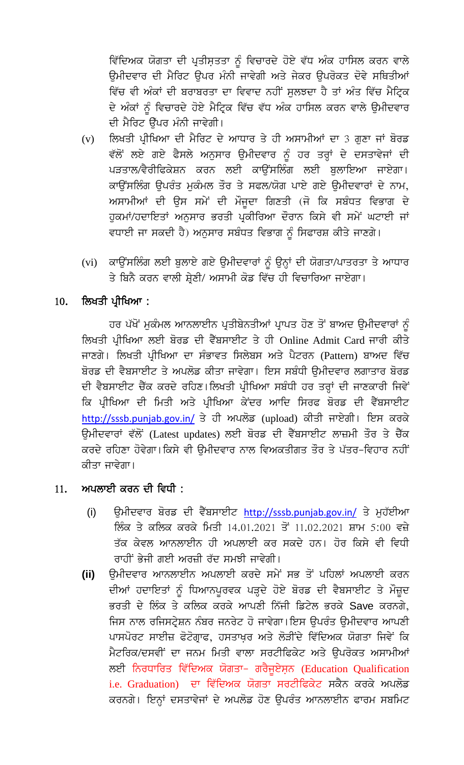ਵਿੱਦਿਅਕ ਯੋਗਤਾ ਦੀ ਪ੍ਰਤੀਸ਼ਤਤਾ ਨੂੰ ਵਿਚਾਰਦੇ ਹੋਏ ਵੱਧ ਅੰਕ ਹਾਸਿਲ ਕਰਨ ਵਾਲੇ ਉਮੀਦਵਾਰ ਦੀ ਮੈਰਿਟ ਉਪਰ ਮੰਨੀ ਜਾਵੇਗੀ ਅਤੇ ਜੇਕਰ ਉਪਰੋਕਤ ਦੋਵੇ ਸਥਿਤੀਆਂ ਵਿੱਚ ਵੀ ਅੰਕਾਂ ਦੀ ਬਰਾਬਰਤਾ ਦਾ ਵਿਵਾਦ ਨਹੀਂ ਸੁਲਝਦਾ ਹੈ ਤਾਂ ਅੰਤ ਵਿੱਚ ਮੈਟ੍ਰਿਕ ਦੇ ਅੰਕਾਂ ਨੂੰ ਵਿਚਾਰਦੇ ਹੋਏ ਮੈਟ੍ਰਿਕ ਵਿੱਚ ਵੱਧ ਅੰਕ ਹਾਸਿਲ ਕਰਨ ਵਾਲੇ ਉਮੀਦਵਾਰ ਦੀ ਮੈਰਿਟ ਉੱਪਰ ਮੰਨੀ ਜਾਵੇਗੀ।

(v) ਲਿਖਤੀ ਪ੍ਰੀਖਿਆ ਦੀ ਮੈਰਿਟ ਦੇ ਆਧਾਰ ਤੇ ਹੀ ਅਸਾਮੀਆਂ ਦਾ 3 ਗੁਣਾ ਜਾਂ ਬੋਰਡ ਵੱਲੋਂ ਲਏ ਗਏ ਫੈਸਲੇ ਅਨੁਸਾਰ ਉਮੀਦਵਾਰ ਨੂੰ ਹਰ ਤਰ੍ਹਾਂ ਦੇ ਦਸਤਾਵੇਜਾਂ ਦੀ ਪੜਤਾਲ/ਵੈਰੀਫਿਕੇਸ਼ਨ ਕਰਨ ਲਈ ਕਾਉਂਸਲਿੰਗ ਲਈ ਬੁਲਾਇਆ ਜਾਏਗਾ। ਕਾਉਂਸਲਿੰਗ ਉਪਰੰਤ ਮੁਕੰਮਲ ਤੌਰ ਤੇ ਸਫਲ/ਯੋਗ ਪਾਏ ਗਏ ਉਮੀਦਵਾਰਾਂ ਦੇ ਨਾਮ, ਅਸਾਮੀਆਂ ਦੀ ਉਸ ਸਮੇਂ ਦੀ ਮੌਜੂਦਾ ਗਿਣਤੀ (ਜੋ ਕਿ ਸਬੰਧਤ ਵਿਭਾਗ ਦੇ ਹੁਕਮਾਂ/ਹਦਾਇਤਾਂ ਅਨੁਸਾਰ ਭਰਤੀ ਪ੍ਰਕੀਰਿਆ ਦੌਰਾਨ ਕਿਸੇ ਵੀ ਸਮੇਂ ਘਟਾਈ ਜਾਂ ਵਧਾਈ ਜਾ ਸਕਦੀ ਹੈ) ਅਨੁਸਾਰ ਸਬੰਧਤ ਵਿਭਾਗ ਨੂੰ ਸਿਫਾਰਸ਼ ਕੀਤੇ ਜਾਣਗੇ।

(vi) ਕਾਉਂਸਲਿੰਗ ਲਈ ਬੁਲਾਏ ਗਏ ਉਮੀਦਵਾਰਾਂ ਨੂੰ ਉਨ੍ਹਾਂ ਦੀ ਯੋਗਤਾ/ਪਾਤਰਤਾ ਤੇ ਆਧਾਰ ਤੇ ਬਿਨੈ ਕਰਨ ਵਾਲੀ ਸ਼੍ਰੇਣੀ/ ਅਸਾਮੀ ਕੋਡ ਵਿੱਚ ਹੀ ਵਿਚਾਰਿਆ ਜਾਏਗਾ।

## 10. ਲਿਖਤੀ ਪ੍ਰੀਖਿਆ :

ਹਰ ਪੱਖੋਂ ਮੁਕੰਮਲ ਆਨਲਾਈਨ ਪ੍ਰਤੀਬੇਨਤੀਆਂ ਪ੍ਰਾਪਤ ਹੋਣ ਤੋਂ ਬਾਅਦ ਉਮੀਦਵਾਰਾਂ ਨੂੰ ਲਿਖਤੀ ਪ੍ਰੀਖਿਆ ਲਈ ਬੋਰਡ ਦੀ ਵੈੱਬਸਾਈਟ ਤੇ ਹੀ Online Admit Card ਜਾਰੀ ਕੀਤੇ ਜਾਣਗੇ। ਲਿਖਤੀ ਪ੍ਰੀਖਿਆ ਦਾ ਸੰਭਾਵਤ ਸਿਲੇਬਸ ਅਤੇ ਪੈਟਰਨ (Pattern) ਬਾਅਦ ਵਿੱਚ ਬੋਰਡ ਦੀ ਵੈਬਸਾਈਟ ਤੇ ਅਪਲੋਡ ਕੀਤਾ ਜਾਵੇਗਾ। ਇਸ ਸਬੰਧੀ ਉਮੀਦਵਾਰ ਲਗਾਤਾਰ ਬੋਰਡ ਦੀ ਵੈਬਸਾਈਟ ਚੈੱਕ ਕਰਦੇ ਰਹਿਣ। ਲਿਖਤੀ ਪ੍ਰੀਖਿਆ ਸਬੰਧੀ ਹਰ ਤਰ੍ਹਾਂ ਦੀ ਜਾਣਕਾਰੀ ਜਿਵੇਂ ਕਿ ਪ੍ਰੀਖਿਆ ਦੀ ਮਿਤੀ ਅਤੇ ਪ੍ਰੀਖਿਆ ਕੇਂਦਰ ਆਦਿ ਸਿਰਫ ਬੋਰਡ ਦੀ ਵੈੱਬਸਾਈਟ http://sssb.punjab.gov.in/ ਤੇ ਹੀ ਅਪਲੋਡ (upload) ਕੀਤੀ ਜਾਏਗੀ। ਇਸ ਕਰਕੇ ਉਮੀਦਵਾਰਾਂ ਵੱਲੋਂ (Latest updates) ਲਈ ਬੋਰਡ ਦੀ ਵੈੱਬਸਾਈਟ ਲਾਜ਼ਮੀ ਤੌਰ ਤੇ ਚੈੱਕ ਕਰਦੇ ਰਹਿਣਾ ਹੋਵੇਗਾ। ਕਿਸੇ ਵੀ ਉਮੀਦਵਾਰ ਨਾਲ ਵਿਅਕਤੀਗਤ ਤੌਰ ਤੇ ਪੱਤਰ-ਵਿਹਾਰ ਨਹੀਂ ਕੀਤਾ ਜਾਵੇਗਾ।

## 11. ਅਪਲਾਈ ਕਰਨ ਦੀ ਵਿਧੀ :

(i) ਉਮੀਦਵਾਰ ਬੋਰਡ ਦੀ ਵੈੱਬਸਾਈਟ http://sssb.punjab.gov.in/ ਤੇ ਮੁਹੱਈਆ ਲਿੰਕ ਤੇ ਕਲਿਕ ਕਰਕੇ ਮਿਤੀ 14.01.2021 ਤੋਂ 11.02.2021 ਸ਼ਾਮ 5:00 ਵਜ਼ੇ ਤੱਕ ਕੇਵਲ ਆਨਲਾਈਨ ਹੀ ਅਪਲਾਈ ਕਰ ਸਕਦੇ ਹਨ। ਹੋਰ ਕਿਸੇ ਵੀ ਵਿਧੀ ਰਾਹੀਂ ਭੇਜੀ ਗਈ ਅਰਜ਼ੀ ਰੱਦ ਸਮਝੀ ਜਾਵੇਗੀ।

**(ii)** ਉਮੀਦਵਾਰ ਆਨਲਾਈਨ ਅਪਲਾਈ ਕਰਦੇ ਸਮੇਂ ਸਭ ਤੋਂ ਪਹਿਲਾਂ ਅਪਲਾਈ ਕਰਨ ਦੀਆਂ ਹਦਾਇਤਾਂ ਨੂੰ ਧਿਆਨਪੂਰਵਕ ਪੜ੍ਹਦੇ ਹੋਏ ਬੋਰਡ ਦੀ ਵੈਬਸਾਈਟ ਤੇ ਮੌਜੂਦ ਭਰਤੀ ਦੇ ਲਿੰਕ ਤੇ ਕਲਿਕ ਕਰਕੇ ਆਪਣੀ ਨਿੱਜੀ ਡਿਟੇਲ ਭਰਕੇ Save ਕਰਨਗੇ, ਜਿਸ ਨਾਲ ਰਜਿਸਟ੍ਰੇਸ਼ਨ ਨੰਬਰ ਜਨਰੇਟ ਹੋ ਜਾਵੇਗਾ। ਇਸ ਉਪਰੰਤ ਉਮੀਦਵਾਰ ਆਪਣੀ ਪਾਸਪੋਰਟ ਸਾਈਜ਼ ਫੋਟੋਗ੍ਰਾਫ, ਹਸਤਾਖ਼ਰ ਅਤੇ ਲੋੜੀਂਦੇ ਵਿੱਦਿਅਕ ਯੋਗਤਾ ਜਿਵੇਂ ਕਿ ਮੈਟਰਿਕ/ਦਸਵੀਂ ਦਾ ਜਨਮ ਮਿਤੀ ਵਾਲਾ ਸਰਟੀਫਿਕੇਟ ਅਤੇ ਉਪਰੋਕਤ ਅਸਾਮੀਆਂ ਲਈ ਨਿਰਧਾਰਿਤ ਵਿੱਦਿਅਕ ਯੋਗਤਾ- ਗਰੈਜੂਏਸ਼ਨ (Education Qualification i.e. Graduation) ਦਾ ਵਿੱਦਿਅਕ ਯੋਗਤਾ ਸਰਟੀਫਿਕੇਟ ਸਕੈਨ ਕਰਕੇ ਅਪਲੋਡ ਕਰਨਗੇ। ਇਨ੍ਹਾਂ ਦਸਤਾਵੇਜਾਂ ਦੇ ਅਪਲੋਡ ਹੋਣ ਉਪਰੰਤ ਆਨਲਾਈਨ ਫਾਰਮ ਸਬਮਿਟ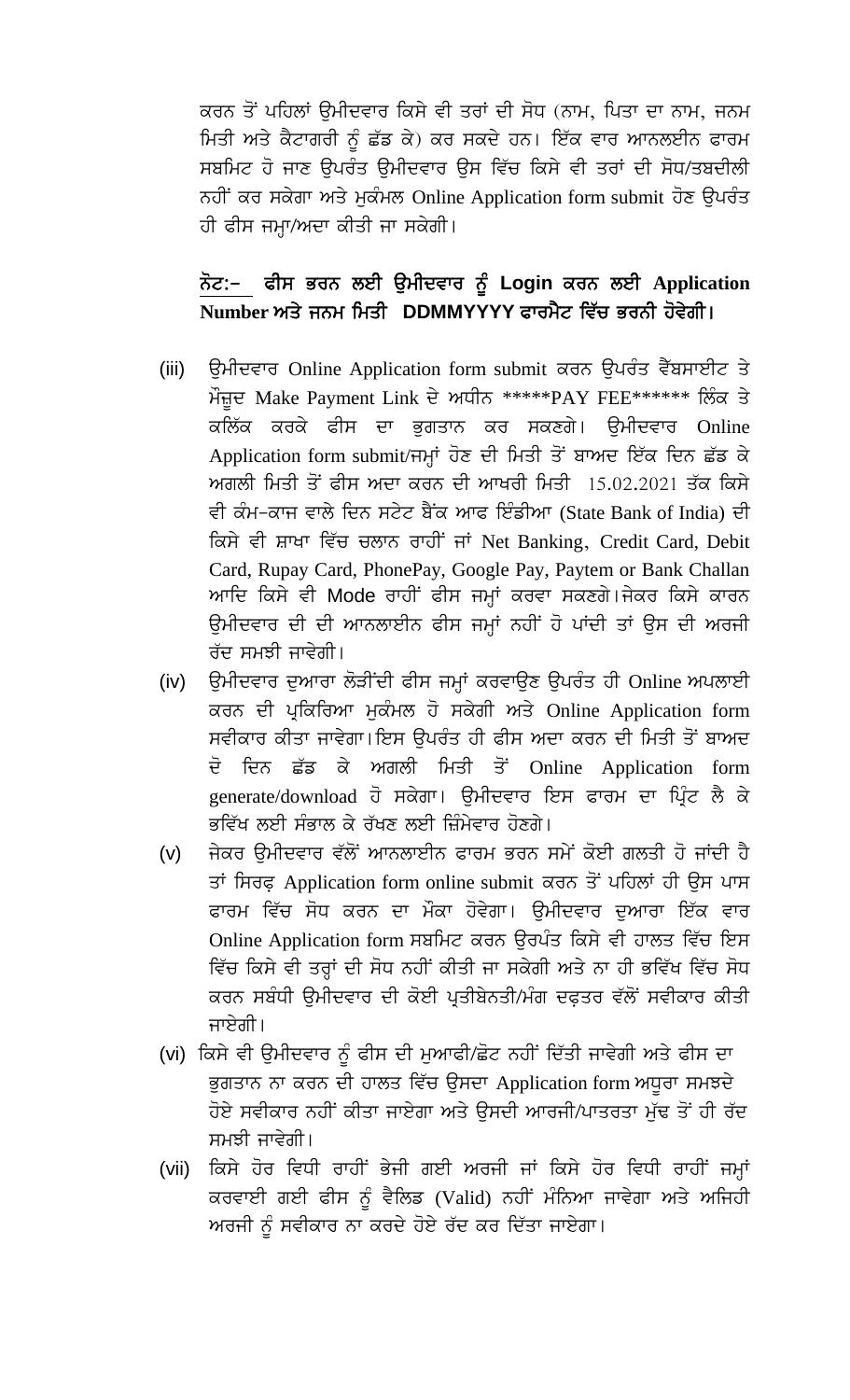ਕਰਨ ਤੋਂ ਪਹਿਲਾਂ ਉਮੀਦਵਾਰ ਕਿਸੇ ਵੀ ਤਰਾਂ ਦੀ ਸੋਧ (ਨਾਮ, ਪਿਤਾ ਦਾ ਨਾਮ, ਜਨਮ ਮਿਤੀ ਅਤੇ ਕੈਟਾਗਰੀ ਨੂੰ ਛੱਡ ਕੇ) ਕਰ ਸਕਦੇ ਹਨ। ਇੱਕ ਵਾਰ ਆਨਲਈਨ ਫਾਰਮ ਸਬਮਿਟ ਹੋ ਜਾਣ ਉਪਰੰਤ ਉਮੀਦਵਾਰ ਉਸ ਵਿੱਚ ਕਿਸੇ ਵੀ ਤਰਾਂ ਦੀ ਸੋਧ/ਤਬਦੀਲੀ ਨਹੀਂ ਕਰ ਸਕੇਗਾ ਅਤੇ ਮੁਕੰਮਲ Online Application form submit ਹੋਣ ਉਪਰੰਤ ਹੀ ਫੀਸ ਜਮ੍ਹਾ/ਅਦਾ ਕੀਤੀ ਜਾ ਸਕੇਗੀ।

**ਨੋਟ:- ਫੀਸ ਭਰਨ ਲਈ ਉਮੀਦਵਾਰ ਨੂੰ Login ਕਰਨ ਲਈ Application Number ਅਤੇ ਜਨਮ ਮਿਤੀ DDMMYYYY ਫਾਰਮੈਟ ਵਿੱਚ ਭਰਨੀ ਹੋਵੇਗੀ।**

(iii) ਉਮੀਦਵਾਰ Online Application form submit ਕਰਨ ਉਪਰੰਤ ਵੈੱਬਸਾਈਟ ਤੇ ਮੌਜੂਦ Make Payment Link ਦੇ ਅਧੀਨ *****PAY FEE****** ਲਿੰਕ ਤੇ ਕਲਿੱਕ ਕਰਕੇ ਫੀਸ ਦਾ ਭੁਗਤਾਨ ਕਰ ਸਕਣਗੇ। ਉਮੀਦਵਾਰ Online Application form submit/ਜਮ੍ਹਾਂ ਹੋਣ ਦੀ ਮਿਤੀ ਤੋਂ ਬਾਅਦ ਇੱਕ ਦਿਨ ਛੱਡ ਕੇ ਅਗਲੀ ਮਿਤੀ ਤੋਂ ਫੀਸ ਅਦਾ ਕਰਨ ਦੀ ਆਖਰੀ ਮਿਤੀ 15.02.2021 ਤੱਕ ਕਿਸੇ ਵੀ ਕੰਮ-ਕਾਜ ਵਾਲੇ ਦਿਨ ਸਟੇਟ ਬੈਂਕ ਆਫ ਇੰਡੀਆ (State Bank of India) ਦੀ ਕਿਸੇ ਵੀ ਸ਼ਾਖਾ ਵਿੱਚ ਚਲਾਨ ਰਾਹੀਂ ਜਾਂ Net Banking, Credit Card, Debit Card, Rupay Card, PhonePay, Google Pay, Paytem or Bank Challan ਆਦਿ ਕਿਸੇ ਵੀ Mode ਰਾਹੀਂ ਫੀਸ ਜਮ੍ਹਾਂ ਕਰਵਾ ਸਕਣਗੇ।ਜੇਕਰ ਕਿਸੇ ਕਾਰਨ ਉਮੀਦਵਾਰ ਦੀ ਦੀ ਆਨਲਾਈਨ ਫੀਸ ਜਮ੍ਹਾਂ ਨਹੀਂ ਹੋ ਪਾਂਦੀ ਤਾਂ ਉਸ ਦੀ ਅਰਜੀ ਰੱਦ ਸਮਝੀ ਜਾਵੇਗੀ।

(iv) ਉਮੀਦਵਾਰ ਦੁਆਰਾ ਲੋੜੀਂਦੀ ਫੀਸ ਜਮ੍ਹਾਂ ਕਰਵਾਉਣ ਉਪਰੰਤ ਹੀ Online ਅਪਲਾਈ ਕਰਨ ਦੀ ਪ੍ਰਕਿਰਿਆ ਮੁਕੰਮਲ ਹੋ ਸਕੇਗੀ ਅਤੇ Online Application form ਸਵੀਕਾਰ ਕੀਤਾ ਜਾਵੇਗਾ।ਇਸ ਉਪਰੰਤ ਹੀ ਫੀਸ ਅਦਾ ਕਰਨ ਦੀ ਮਿਤੀ ਤੋਂ ਬਾਅਦ ਦੋ ਦਿਨ ਛੱਡ ਕੇ ਅਗਲੀ ਮਿਤੀ ਤੋਂ Online Application form generate/download ਹੋ ਸਕੇਗਾ। ਉਮੀਦਵਾਰ ਇਸ ਫਾਰਮ ਦਾ ਪ੍ਰਿੰਟ ਲੈ ਕੇ ਭਵਿੱਖ ਲਈ ਸੰਭਾਲ ਕੇ ਰੱਖਣ ਲਈ ਜ਼ਿੰਮੇਵਾਰ ਹੋਣਗੇ।

(v) ਜੇਕਰ ਉਮੀਦਵਾਰ ਵੱਲੋਂ ਆਨਲਾਈਨ ਫਾਰਮ ਭਰਨ ਸਮੇਂ ਕੋਈ ਗਲਤੀ ਹੋ ਜਾਂਦੀ ਹੈ ਤਾਂ ਸਿਰਫ਼ Application form online submit ਕਰਨ ਤੋਂ ਪਹਿਲਾਂ ਹੀ ਉਸ ਪਾਸ ਫਾਰਮ ਵਿੱਚ ਸੋਧ ਕਰਨ ਦਾ ਮੌਕਾ ਹੋਵੇਗਾ। ਉਮੀਦਵਾਰ ਦੁਆਰਾ ਇੱਕ ਵਾਰ Online Application form ਸਬਮਿਟ ਕਰਨ ਉਰਪੰਤ ਕਿਸੇ ਵੀ ਹਾਲਤ ਵਿੱਚ ਇਸ ਵਿੱਚ ਕਿਸੇ ਵੀ ਤਰ੍ਹਾਂ ਦੀ ਸੋਧ ਨਹੀਂ ਕੀਤੀ ਜਾ ਸਕੇਗੀ ਅਤੇ ਨਾ ਹੀ ਭਵਿੱਖ ਵਿੱਚ ਸੋਧ ਕਰਨ ਸਬੰਧੀ ਉਮੀਦਵਾਰ ਦੀ ਕੋਈ ਪ੍ਰਤੀਬੇਨਤੀ/ਮੰਗ ਦਫ਼ਤਰ ਵੱਲੋਂ ਸਵੀਕਾਰ ਕੀਤੀ ਜਾਏਗੀ।

(vi) ਕਿਸੇ ਵੀ ਉਮੀਦਵਾਰ ਨੂੰ ਫੀਸ ਦੀ ਮੁਆਫੀ/ਛੋਟ ਨਹੀਂ ਦਿੱਤੀ ਜਾਵੇਗੀ ਅਤੇ ਫੀਸ ਦਾ ਭੁਗਤਾਨ ਨਾ ਕਰਨ ਦੀ ਹਾਲਤ ਵਿੱਚ ਉਸਦਾ Application form ਅਧੂਰਾ ਸਮਝਦੇ ਹੋਏ ਸਵੀਕਾਰ ਨਹੀਂ ਕੀਤਾ ਜਾਏਗਾ ਅਤੇ ਉਸਦੀ ਆਰਜੀ/ਪਾਤਰਤਾ ਮੁੱਢ ਤੋਂ ਹੀ ਰੱਦ ਸਮਝੀ ਜਾਵੇਗੀ।

(vii) ਕਿਸੇ ਹੋਰ ਵਿਧੀ ਰਾਹੀਂ ਭੇਜੀ ਗਈ ਅਰਜੀ ਜਾਂ ਕਿਸੇ ਹੋਰ ਵਿਧੀ ਰਾਹੀਂ ਜਮ੍ਹਾਂ ਕਰਵਾਈ ਗਈ ਫੀਸ ਨੂੰ ਵੈਲਿਡ (Valid) ਨਹੀਂ ਮੰਨਿਆ ਜਾਵੇਗਾ ਅਤੇ ਅਜਿਹੀ ਅਰਜੀ ਨੂੰ ਸਵੀਕਾਰ ਨਾ ਕਰਦੇ ਹੋਏ ਰੱਦ ਕਰ ਦਿੱਤਾ ਜਾਏਗਾ।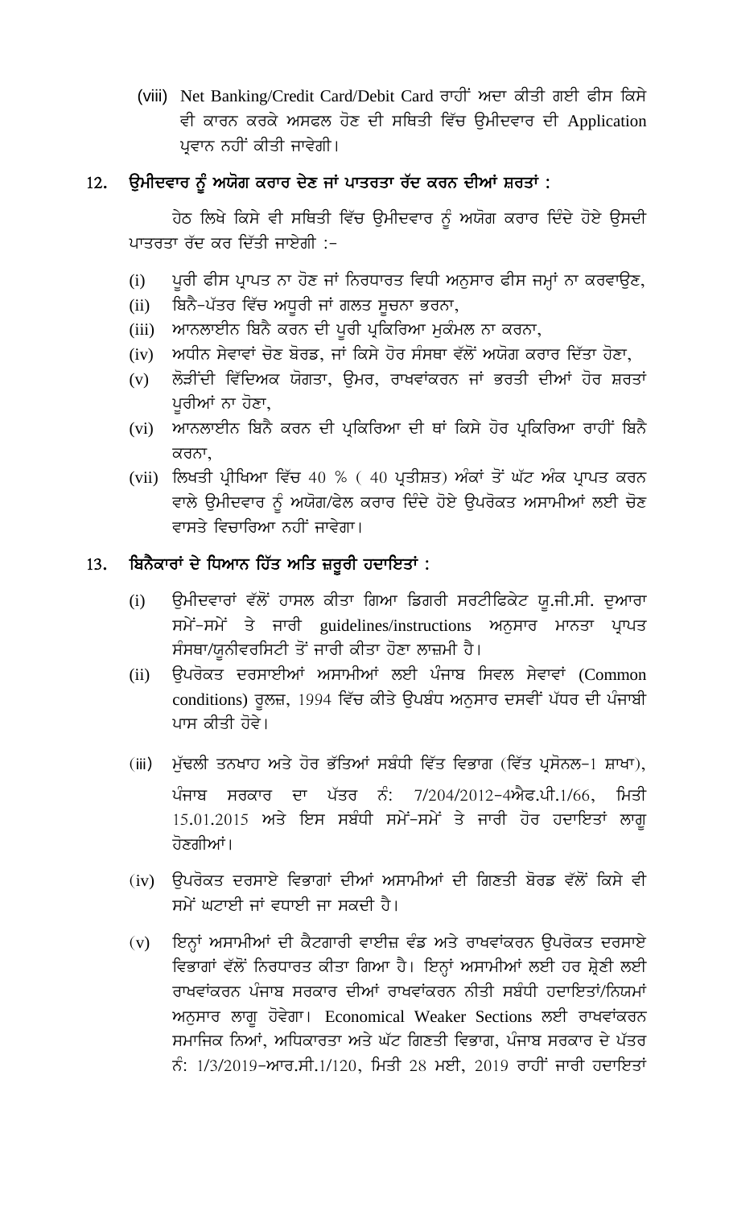(viii) Net Banking/Credit Card/Debit Card ਰਾਹੀਂ ਅਦਾ ਕੀਤੀ ਗਈ ਫੀਸ ਕਿਸੇ ਵੀ ਕਾਰਨ ਕਰਕੇ ਅਸਫਲ ਹੋਣ ਦੀ ਸਥਿਤੀ ਵਿੱਚ ਉਮੀਦਵਾਰ ਦੀ Application ਪ੍ਰਵਾਨ ਨਹੀਂ ਕੀਤੀ ਜਾਵੇਗੀ।

## 12. ਉਮੀਦਵਾਰ ਨੂੰ ਅਯੋਗ ਕਰਾਰ ਦੇਣ ਜਾਂ ਪਾਤਰਤਾ ਰੱਦ ਕਰਨ ਦੀਆਂ ਸ਼ਰਤਾਂ :

ਹੇਠ ਲਿਖੇ ਕਿਸੇ ਵੀ ਸਥਿਤੀ ਵਿੱਚ ਉਮੀਦਵਾਰ ਨੂੰ ਅਯੋਗ ਕਰਾਰ ਦਿੰਦੇ ਹੋਏ ਉਸਦੀ ਪਾਤਰਤਾ ਰੱਦ ਕਰ ਦਿੱਤੀ ਜਾਏਗੀ :-

(i) ਪੂਰੀ ਫੀਸ ਪ੍ਰਾਪਤ ਨਾ ਹੋਣ ਜਾਂ ਨਿਰਧਾਰਤ ਵਿਧੀ ਅਨੁਸਾਰ ਫੀਸ ਜਮ੍ਹਾਂ ਨਾ ਕਰਵਾਉਣ,

(ii) ਬਿਨੈ-ਪੱਤਰ ਵਿੱਚ ਅਧੂਰੀ ਜਾਂ ਗਲਤ ਸੂਚਨਾ ਭਰਨਾ,

(iii) ਆਨਲਾਈਨ ਬਿਨੈ ਕਰਨ ਦੀ ਪੂਰੀ ਪ੍ਰਕਿਰਿਆ ਮੁਕੰਮਲ ਨਾ ਕਰਨਾ,

(iv) ਅਧੀਨ ਸੇਵਾਵਾਂ ਚੋਣ ਬੋਰਡ, ਜਾਂ ਕਿਸੇ ਹੋਰ ਸੰਸਥਾ ਵੱਲੋਂ ਅਯੋਗ ਕਰਾਰ ਦਿੱਤਾ ਹੋਣਾ,

(v) ਲੋੜੀਂਦੀ ਵਿੱਦਿਅਕ ਯੋਗਤਾ, ਉਮਰ, ਰਾਖਵਾਂਕਰਨ ਜਾਂ ਭਰਤੀ ਦੀਆਂ ਹੋਰ ਸ਼ਰਤਾਂ ਪੂਰੀਆਂ ਨਾ ਹੋਣਾ,

(vi) ਆਨਲਾਈਨ ਬਿਨੈ ਕਰਨ ਦੀ ਪ੍ਰਕਿਰਿਆ ਦੀ ਥਾਂ ਕਿਸੇ ਹੋਰ ਪ੍ਰਕਿਰਿਆ ਰਾਹੀਂ ਬਿਨੈ ਕਰਨਾ,

(vii) ਲਿਖਤੀ ਪ੍ਰੀਖਿਆ ਵਿੱਚ 40 % ( 40 ਪ੍ਰਤੀਸ਼ਤ) ਅੰਕਾਂ ਤੋਂ ਘੱਟ ਅੰਕ ਪ੍ਰਾਪਤ ਕਰਨ ਵਾਲੇ ਉਮੀਦਵਾਰ ਨੂੰ ਅਯੋਗ/ਫੇਲ ਕਰਾਰ ਦਿੰਦੇ ਹੋਏ ਉਪਰੋਕਤ ਅਸਾਮੀਆਂ ਲਈ ਚੋਣ ਵਾਸਤੇ ਵਿਚਾਰਿਆ ਨਹੀਂ ਜਾਵੇਗਾ।

## 13. ਬਿਨੈਕਾਰਾਂ ਦੇ ਧਿਆਨ ਹਿੱਤ ਅਤਿ ਜ਼ਰੂਰੀ ਹਦਾਇਤਾਂ :

(i) ਉਮੀਦਵਾਰਾਂ ਵੱਲੋਂ ਹਾਸਲ ਕੀਤਾ ਗਿਆ ਡਿਗਰੀ ਸਰਟੀਫਿਕੇਟ ਯੂ.ਜੀ.ਸੀ. ਦੁਆਰਾ ਸਮੇਂ-ਸਮੇਂ ਤੇ ਜਾਰੀ guidelines/instructions ਅਨੁਸਾਰ ਮਾਨਤਾ ਪ੍ਰਾਪਤ ਸੰਸਥਾ/ਯੂਨੀਵਰਸਿਟੀ ਤੋਂ ਜਾਰੀ ਕੀਤਾ ਹੋਣਾ ਲਾਜ਼ਮੀ ਹੈ।

(ii) ਉਪਰੋਕਤ ਦਰਸਾਈਆਂ ਅਸਾਮੀਆਂ ਲਈ ਪੰਜਾਬ ਸਿਵਲ ਸੇਵਾਵਾਂ (Common conditions) ਰੂਲਜ਼, 1994 ਵਿੱਚ ਕੀਤੇ ਉਪਬੰਧ ਅਨੁਸਾਰ ਦਸਵੀਂ ਪੱਧਰ ਦੀ ਪੰਜਾਬੀ ਪਾਸ ਕੀਤੀ ਹੋਵੇ।

(iii) ਮੁੱਢਲੀ ਤਨਖਾਹ ਅਤੇ ਹੋਰ ਭੱਤਿਆਂ ਸਬੰਧੀ ਵਿੱਤ ਵਿਭਾਗ (ਵਿੱਤ ਪ੍ਰਸੋਨਲ-1 ਸ਼ਾਖਾ), ਪੰਜਾਬ ਸਰਕਾਰ ਦਾ ਪੱਤਰ ਨੰ: 7/204/2012-4ਐਫ.ਪੀ.1/66, ਮਿਤੀ 15.01.2015 ਅਤੇ ਇਸ ਸਬੰਧੀ ਸਮੇਂ-ਸਮੇਂ ਤੇ ਜਾਰੀ ਹੋਰ ਹਦਾਇਤਾਂ ਲਾਗੂ ਹੋਣਗੀਆਂ।

(iv) ਉਪਰੋਕਤ ਦਰਸਾਏ ਵਿਭਾਗਾਂ ਦੀਆਂ ਅਸਾਮੀਆਂ ਦੀ ਗਿਣਤੀ ਬੋਰਡ ਵੱਲੋਂ ਕਿਸੇ ਵੀ ਸਮੇਂ ਘਟਾਈ ਜਾਂ ਵਧਾਈ ਜਾ ਸਕਦੀ ਹੈ।

(v) ਇਨ੍ਹਾਂ ਅਸਾਮੀਆਂ ਦੀ ਕੈਟਗਾਰੀ ਵਾਈਜ਼ ਵੰਡ ਅਤੇ ਰਾਖਵਾਂਕਰਨ ਉਪਰੋਕਤ ਦਰਸਾਏ ਵਿਭਾਗਾਂ ਵੱਲੋਂ ਨਿਰਧਾਰਤ ਕੀਤਾ ਗਿਆ ਹੈ। ਇਨ੍ਹਾਂ ਅਸਾਮੀਆਂ ਲਈ ਹਰ ਸ਼੍ਰੇਣੀ ਲਈ ਰਾਖਵਾਂਕਰਨ ਪੰਜਾਬ ਸਰਕਾਰ ਦੀਆਂ ਰਾਖਵਾਂਕਰਨ ਨੀਤੀ ਸਬੰਧੀ ਹਦਾਇਤਾਂ/ਨਿਯਮਾਂ ਅਨੁਸਾਰ ਲਾਗੂ ਹੋਵੇਗਾ। Economical Weaker Sections ਲਈ ਰਾਖਵਾਂਕਰਨ ਸਮਾਜਿਕ ਨਿਆਂ, ਅਧਿਕਾਰਤਾ ਅਤੇ ਘੱਟ ਗਿਣਤੀ ਵਿਭਾਗ, ਪੰਜਾਬ ਸਰਕਾਰ ਦੇ ਪੱਤਰ ਨੰ: 1/3/2019-ਆਰ.ਸੀ.1/120, ਮਿਤੀ 28 ਮਈ, 2019 ਰਾਹੀਂ ਜਾਰੀ ਹਦਾਇਤਾਂ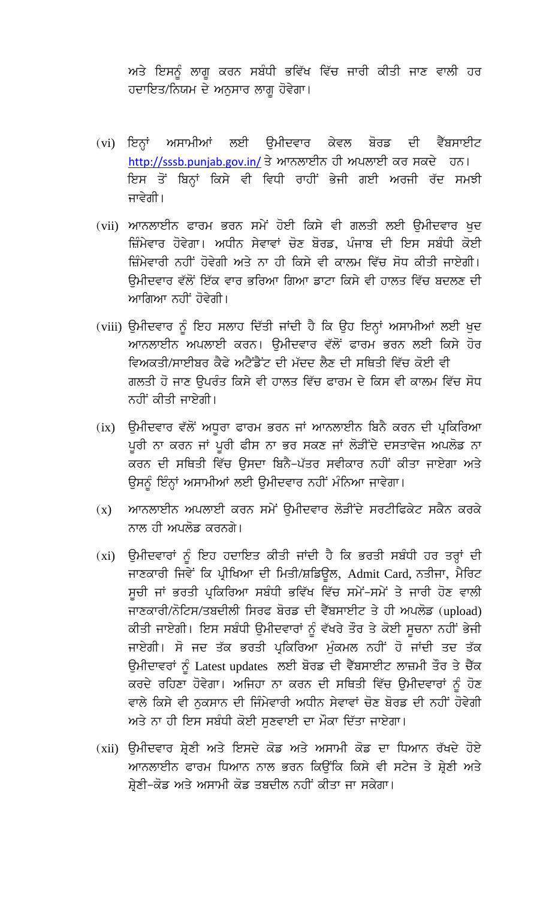ਅਤੇ ਇਸਨੂੰ ਲਾਗੂ ਕਰਨ ਸਬੰਧੀ ਭਵਿੱਖ ਵਿੱਚ ਜਾਰੀ ਕੀਤੀ ਜਾਣ ਵਾਲੀ ਹਰ ਹਦਾਇਤ/ਨਿਯਮ ਦੇ ਅਨੁਸਾਰ ਲਾਗੂ ਹੋਵੇਗਾ।

(vi) ਇਨ੍ਹਾਂ ਅਸਾਮੀਆਂ ਲਈ ਉਮੀਦਵਾਰ ਕੇਵਲ ਬੋਰਡ ਦੀ ਵੈੱਬਸਾਈਟ http://sssb.punjab.gov.in/ ਤੇ ਆਨਲਾਈਨ ਹੀ ਅਪਲਾਈ ਕਰ ਸਕਦੇ ਹਨ। ਇਸ ਤੋਂ ਬਿਨ੍ਹਾਂ ਕਿਸੇ ਵੀ ਵਿਧੀ ਰਾਹੀਂ ਭੇਜੀ ਗਈ ਅਰਜੀ ਰੱਦ ਸਮਝੀ ਜਾਵੇਗੀ।

(vii) ਆਨਲਾਈਨ ਫਾਰਮ ਭਰਨ ਸਮੇਂ ਹੋਈ ਕਿਸੇ ਵੀ ਗਲਤੀ ਲਈ ਉਮੀਦਵਾਰ ਖੁਦ ਜ਼ਿੰਮੇਵਾਰ ਹੋਵੇਗਾ। ਅਧੀਨ ਸੇਵਾਵਾਂ ਚੋਣ ਬੋਰਡ, ਪੰਜਾਬ ਦੀ ਇਸ ਸਬੰਧੀ ਕੋਈ ਜ਼ਿੰਮੇਵਾਰੀ ਨਹੀਂ ਹੋਵੇਗੀ ਅਤੇ ਨਾ ਹੀ ਕਿਸੇ ਵੀ ਕਾਲਮ ਵਿੱਚ ਸੋਧ ਕੀਤੀ ਜਾਏਗੀ। ਉਮੀਦਵਾਰ ਵੱਲੋਂ ਇੱਕ ਵਾਰ ਭਰਿਆ ਗਿਆ ਡਾਟਾ ਕਿਸੇ ਵੀ ਹਾਲਤ ਵਿੱਚ ਬਦਲਣ ਦੀ ਆਗਿਆ ਨਹੀਂ ਹੋਵੇਗੀ।

(viii) ਉਮੀਦਵਾਰ ਨੂੰ ਇਹ ਸਲਾਹ ਦਿੱਤੀ ਜਾਂਦੀ ਹੈ ਕਿ ਉਹ ਇਨ੍ਹਾਂ ਅਸਾਮੀਆਂ ਲਈ ਖੁਦ ਆਨਲਾਈਨ ਅਪਲਾਈ ਕਰਨ। ਉਮੀਦਵਾਰ ਵੱਲੋਂ ਫਾਰਮ ਭਰਨ ਲਈ ਕਿਸੇ ਹੋਰ ਵਿਅਕਤੀ/ਸਾਈਬਰ ਕੈਫੇ ਅਟੈਂਡੈਂਟ ਦੀ ਮੱਦਦ ਲੈਣ ਦੀ ਸਥਿਤੀ ਵਿੱਚ ਕੋਈ ਵੀ ਗਲਤੀ ਹੋ ਜਾਣ ਉਪਰੰਤ ਕਿਸੇ ਵੀ ਹਾਲਤ ਵਿੱਚ ਫਾਰਮ ਦੇ ਕਿਸ ਵੀ ਕਾਲਮ ਵਿੱਚ ਸੋਧ ਨਹੀਂ ਕੀਤੀ ਜਾਏਗੀ।

(ix) ਉਮੀਦਵਾਰ ਵੱਲੋਂ ਅਧੂਰਾ ਫਾਰਮ ਭਰਨ ਜਾਂ ਆਨਲਾਈਨ ਬਿਨੈ ਕਰਨ ਦੀ ਪ੍ਰਕਿਰਿਆ ਪੂਰੀ ਨਾ ਕਰਨ ਜਾਂ ਪੂਰੀ ਫੀਸ ਨਾ ਭਰ ਸਕਣ ਜਾਂ ਲੋੜੀਂਦੇ ਦਸਤਾਵੇਜ ਅਪਲੋਡ ਨਾ ਕਰਨ ਦੀ ਸਥਿਤੀ ਵਿੱਚ ਉਸਦਾ ਬਿਨੈ-ਪੱਤਰ ਸਵੀਕਾਰ ਨਹੀਂ ਕੀਤਾ ਜਾਏਗਾ ਅਤੇ ਉਸਨੂੰ ਇੰਨ੍ਹਾਂ ਅਸਾਮੀਆਂ ਲਈ ਉਮੀਦਵਾਰ ਨਹੀਂ ਮੰਨਿਆ ਜਾਵੇਗਾ।

(x) ਆਨਲਾਈਨ ਅਪਲਾਈ ਕਰਨ ਸਮੇਂ ਉਮੀਦਵਾਰ ਲੋੜੀਂਦੇ ਸਰਟੀਫਿਕੇਟ ਸਕੈਨ ਕਰਕੇ ਨਾਲ ਹੀ ਅਪਲੋਡ ਕਰਨਗੇ।

(xi) ਉਮੀਦਵਾਰਾਂ ਨੂੰ ਇਹ ਹਦਾਇਤ ਕੀਤੀ ਜਾਂਦੀ ਹੈ ਕਿ ਭਰਤੀ ਸਬੰਧੀ ਹਰ ਤਰ੍ਹਾਂ ਦੀ ਜਾਣਕਾਰੀ ਜਿਵੇਂ ਕਿ ਪ੍ਰੀਖਿਆ ਦੀ ਮਿਤੀ/ਸ਼ਡਿਊਲ, Admit Card, ਨਤੀਜਾ, ਮੈਰਿਟ ਸੂਚੀ ਜਾਂ ਭਰਤੀ ਪ੍ਰਕਿਰਿਆ ਸਬੰਧੀ ਭਵਿੱਖ ਵਿੱਚ ਸਮੇਂ-ਸਮੇਂ ਤੇ ਜਾਰੀ ਹੋਣ ਵਾਲੀ ਜਾਣਕਾਰੀ/ਨੋਟਿਸ/ਤਬਦੀਲੀ ਸਿਰਫ ਬੋਰਡ ਦੀ ਵੈੱਬਸਾਈਟ ਤੇ ਹੀ ਅਪਲੋਡ (upload) ਕੀਤੀ ਜਾਏਗੀ। ਇਸ ਸਬੰਧੀ ਉਮੀਦਵਾਰਾਂ ਨੂੰ ਵੱਖਰੇ ਤੌਰ ਤੇ ਕੋਈ ਸੂਚਨਾ ਨਹੀਂ ਭੇਜੀ ਜਾਏਗੀ। ਸੋ ਜਦ ਤੱਕ ਭਰਤੀ ਪ੍ਰਕਿਰਿਆ ਮੁੰਕਮਲ ਨਹੀਂ ਹੋ ਜਾਂਦੀ ਤਦ ਤੱਕ ਉਮੀਦਾਵਰਾਂ ਨੂੰ Latest updates ਲਈ ਬੋਰਡ ਦੀ ਵੈੱਬਸਾਈਟ ਲਾਜ਼ਮੀ ਤੌਰ ਤੇ ਚੈੱਕ ਕਰਦੇ ਰਹਿਣਾ ਹੋਵੇਗਾ। ਅਜਿਹਾ ਨਾ ਕਰਨ ਦੀ ਸਥਿਤੀ ਵਿੱਚ ਉਮੀਦਵਾਰਾਂ ਨੂੰ ਹੋਣ ਵਾਲੇ ਕਿਸੇ ਵੀ ਨੁਕਸਾਨ ਦੀ ਜ਼ਿੰਮੇਵਾਰੀ ਅਧੀਨ ਸੇਵਾਵਾਂ ਚੋਣ ਬੋਰਡ ਦੀ ਨਹੀਂ ਹੋਵੇਗੀ ਅਤੇ ਨਾ ਹੀ ਇਸ ਸਬੰਧੀ ਕੋਈ ਸੁਣਵਾਈ ਦਾ ਮੌਕਾ ਦਿੱਤਾ ਜਾਏਗਾ।

(xii) ਉਮੀਦਵਾਰ ਸ਼੍ਰੇਣੀ ਅਤੇ ਇਸਦੇ ਕੋਡ ਅਤੇ ਅਸਾਮੀ ਕੋਡ ਦਾ ਧਿਆਨ ਰੱਖਦੇ ਹੋਏ ਆਨਲਾਈਨ ਫਾਰਮ ਧਿਆਨ ਨਾਲ ਭਰਨ ਕਿਉਂਕਿ ਕਿਸੇ ਵੀ ਸਟੇਜ ਤੇ ਸ਼੍ਰੇਣੀ ਅਤੇ ਸ਼੍ਰੇਣੀ-ਕੋਡ ਅਤੇ ਅਸਾਮੀ ਕੋਡ ਤਬਦੀਲ ਨਹੀਂ ਕੀਤਾ ਜਾ ਸਕੇਗਾ।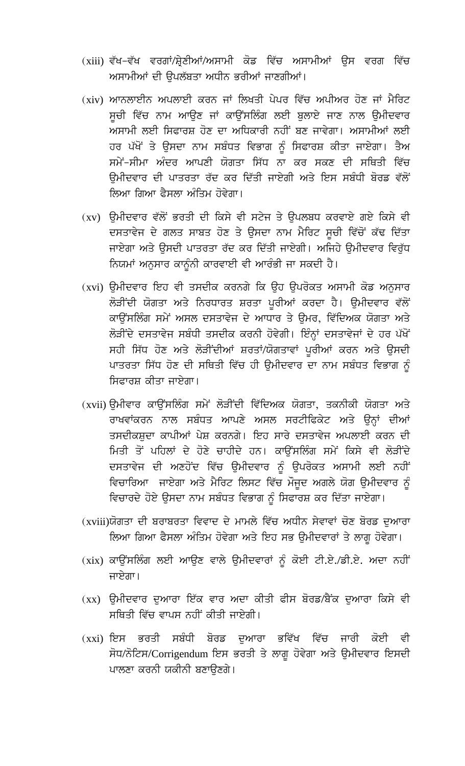(xiii) ਵੱਖ-ਵੱਖ ਵਰਗਾਂ/ਸ਼੍ਰੇਣੀਆਂ/ਅਸਾਮੀ ਕੋਡ ਵਿੱਚ ਅਸਾਮੀਆਂ ਉਸ ਵਰਗ ਵਿੱਚ ਅਸਾਮੀਆਂ ਦੀ ਉਪਲੱਬਤਾ ਅਧੀਨ ਭਰੀਆਂ ਜਾਣਗੀਆਂ।

(xiv) ਆਨਲਾਈਨ ਅਪਲਾਈ ਕਰਨ ਜਾਂ ਲਿਖਤੀ ਪੇਪਰ ਵਿੱਚ ਅਪੀਅਰ ਹੋਣ ਜਾਂ ਮੈਰਿਟ ਸੂਚੀ ਵਿੱਚ ਨਾਮ ਆਉਣ ਜਾਂ ਕਾਉਂਸਲਿੰਗ ਲਈ ਬੁਲਾਏ ਜਾਣ ਨਾਲ ਉਮੀਦਵਾਰ ਅਸਾਮੀ ਲਈ ਸਿਫਾਰਸ਼ ਹੋਣ ਦਾ ਅਧਿਕਾਰੀ ਨਹੀਂ ਬਣ ਜਾਵੇਗਾ। ਅਸਾਮੀਆਂ ਲਈ ਹਰ ਪੱਖੋਂ ਤੇ ਉਸਦਾ ਨਾਮ ਸਬੰਧਤ ਵਿਭਾਗ ਨੂੰ ਸਿਫਾਰਸ਼ ਕੀਤਾ ਜਾਏਗਾ। ਤੈਅ ਸਮੇਂ-ਸੀਮਾ ਅੰਦਰ ਆਪਣੀ ਯੋਗਤਾ ਸਿੱਧ ਨਾ ਕਰ ਸਕਣ ਦੀ ਸਥਿਤੀ ਵਿੱਚ ਉਮੀਦਵਾਰ ਦੀ ਪਾਤਰਤਾ ਰੱਦ ਕਰ ਦਿੱਤੀ ਜਾਏਗੀ ਅਤੇ ਇਸ ਸਬੰਧੀ ਬੋਰਡ ਵੱਲੋਂ ਲਿਆ ਗਿਆ ਫੈਸਲਾ ਅੰਤਿਮ ਹੋਵੇਗਾ।

(xv) ਉਮੀਦਵਾਰ ਵੱਲੋਂ ਭਰਤੀ ਦੀ ਕਿਸੇ ਵੀ ਸਟੇਜ ਤੇ ਉਪਲਬਧ ਕਰਵਾਏ ਗਏ ਕਿਸੇ ਵੀ ਦਸਤਾਵੇਜ ਦੇ ਗਲਤ ਸਾਬਤ ਹੋਣ ਤੇ ਉਸਦਾ ਨਾਮ ਮੈਰਿਟ ਸੂਚੀ ਵਿੱਚੋਂ ਕੱਢ ਦਿੱਤਾ ਜਾਏਗਾ ਅਤੇ ਉਸਦੀ ਪਾਤਰਤਾ ਰੱਦ ਕਰ ਦਿੱਤੀ ਜਾਏਗੀ। ਅਜਿਹੇ ਉਮੀਦਵਾਰ ਵਿਰੁੱਧ ਨਿਯਮਾਂ ਅਨੁਸਾਰ ਕਾਨੂੰਨੀ ਕਾਰਵਾਈ ਵੀ ਆਰੰਭੀ ਜਾ ਸਕਦੀ ਹੈ।

(xvi) ਉਮੀਦਵਾਰ ਇਹ ਵੀ ਤਸਦੀਕ ਕਰਨਗੇ ਕਿ ਉਹ ਉਪਰੋਕਤ ਅਸਾਮੀ ਕੋਡ ਅਨੁਸਾਰ ਲੋੜੀਂਦੀ ਯੋਗਤਾ ਅਤੇ ਨਿਰਧਾਰਤ ਸ਼ਰਤਾ ਪੂਰੀਆਂ ਕਰਦਾ ਹੈ। ਉਮੀਦਵਾਰ ਵੱਲੋਂ ਕਾਉਂਸਲਿੰਗ ਸਮੇਂ ਅਸਲ ਦਸਤਾਵੇਜ ਦੇ ਆਧਾਰ ਤੇ ਉਮਰ, ਵਿੱਦਿਅਕ ਯੋਗਤਾ ਅਤੇ ਲੋੜੀਂਦੇ ਦਸਤਾਵੇਜ ਸਬੰਧੀ ਤਸਦੀਕ ਕਰਨੀ ਹੋਵੇਗੀ। ਇੰਨ੍ਹਾਂ ਦਸਤਾਵੇਜਾਂ ਦੇ ਹਰ ਪੱਖੋਂ ਸਹੀ ਸਿੱਧ ਹੋਣ ਅਤੇ ਲੋੜੀਂਦੀਆਂ ਸ਼ਰਤਾਂ/ਯੋਗਤਾਵਾਂ ਪੂਰੀਆਂ ਕਰਨ ਅਤੇ ਉਸਦੀ ਪਾਤਰਤਾ ਸਿੱਧ ਹੋਣ ਦੀ ਸਥਿਤੀ ਵਿੱਚ ਹੀ ਉਮੀਦਵਾਰ ਦਾ ਨਾਮ ਸਬੰਧਤ ਵਿਭਾਗ ਨੂੰ ਸਿਫਾਰਸ਼ ਕੀਤਾ ਜਾਏਗਾ।

(xvii) ਉਮੀਵਾਰ ਕਾਉਂਸਲਿੰਗ ਸਮੇਂ ਲੋੜੀਂਦੀ ਵਿੱਦਿਅਕ ਯੋਗਤਾ, ਤਕਨੀਕੀ ਯੋਗਤਾ ਅਤੇ ਰਾਖਵਾਂਕਰਨ ਨਾਲ ਸਬੰਧਤ ਆਪਣੇ ਅਸਲ ਸਰਟੀਫਿਕੇਟ ਅਤੇ ਉਨ੍ਹਾਂ ਦੀਆਂ ਤਸਦੀਕਸ਼ੁਦਾ ਕਾਪੀਆਂ ਪੇਸ਼ ਕਰਨਗੇ। ਇਹ ਸਾਰੇ ਦਸਤਾਵੇਜ ਅਪਲਾਈ ਕਰਨ ਦੀ ਮਿਤੀ ਤੋਂ ਪਹਿਲਾਂ ਦੇ ਹੋਣੇ ਚਾਹੀਦੇ ਹਨ। ਕਾਉਂਸਲਿੰਗ ਸਮੇਂ ਕਿਸੇ ਵੀ ਲੋੜੀਂਦੇ ਦਸਤਾਵੇਜ ਦੀ ਅਣਹੋਂਦ ਵਿੱਚ ਉਮੀਦਵਾਰ ਨੂੰ ਉਪਰੋਕਤ ਅਸਾਮੀ ਲਈ ਨਹੀਂ ਵਿਚਾਰਿਆ ਜਾਏਗਾ ਅਤੇ ਮੈਰਿਟ ਲਿਸਟ ਵਿੱਚ ਮੌਜੂਦ ਅਗਲੇ ਯੋਗ ਉਮੀਦਵਾਰ ਨੂੰ ਵਿਚਾਰਦੇ ਹੋਏ ਉਸਦਾ ਨਾਮ ਸਬੰਧਤ ਵਿਭਾਗ ਨੂੰ ਸਿਫਾਰਸ਼ ਕਰ ਦਿੱਤਾ ਜਾਏਗਾ।

(xviii) ਯੋਗਤਾ ਦੀ ਬਰਾਬਰਤਾ ਵਿਵਾਦ ਦੇ ਮਾਮਲੇ ਵਿੱਚ ਅਧੀਨ ਸੇਵਾਵਾਂ ਚੋਣ ਬੋਰਡ ਦੁਆਰਾ ਲਿਆ ਗਿਆ ਫੈਸਲਾ ਅੰਤਿਮ ਹੋਵੇਗਾ ਅਤੇ ਇਹ ਸਭ ਉਮੀਦਵਾਰਾਂ ਤੇ ਲਾਗੂ ਹੋਵੇਗਾ।

(xix) ਕਾਉਂਸਲਿੰਗ ਲਈ ਆਉਣ ਵਾਲੇ ਉਮੀਦਵਾਰਾਂ ਨੂੰ ਕੋਈ ਟੀ.ਏ./ਡੀ.ਏ. ਅਦਾ ਨਹੀਂ ਜਾਏਗਾ।

(xx) ਉਮੀਦਵਾਰ ਦੁਆਰਾ ਇੱਕ ਵਾਰ ਅਦਾ ਕੀਤੀ ਫੀਸ ਬੋਰਡ/ਬੈਂਕ ਦੁਆਰਾ ਕਿਸੇ ਵੀ ਸਥਿਤੀ ਵਿੱਚ ਵਾਪਸ ਨਹੀਂ ਕੀਤੀ ਜਾਏਗੀ।

(xxi) ਇਸ ਭਰਤੀ ਸਬੰਧੀ ਬੋਰਡ ਦੁਆਰਾ ਭਵਿੱਖ ਵਿੱਚ ਜਾਰੀ ਕੋਈ ਵੀ ਸੋਧ/ਨੋਟਿਸ/Corrigendum ਇਸ ਭਰਤੀ ਤੇ ਲਾਗੂ ਹੋਵੇਗਾ ਅਤੇ ਉਮੀਦਵਾਰ ਇਸਦੀ ਪਾਲਣਾ ਕਰਨੀ ਯਕੀਨੀ ਬਣਾਉਣਗੇ।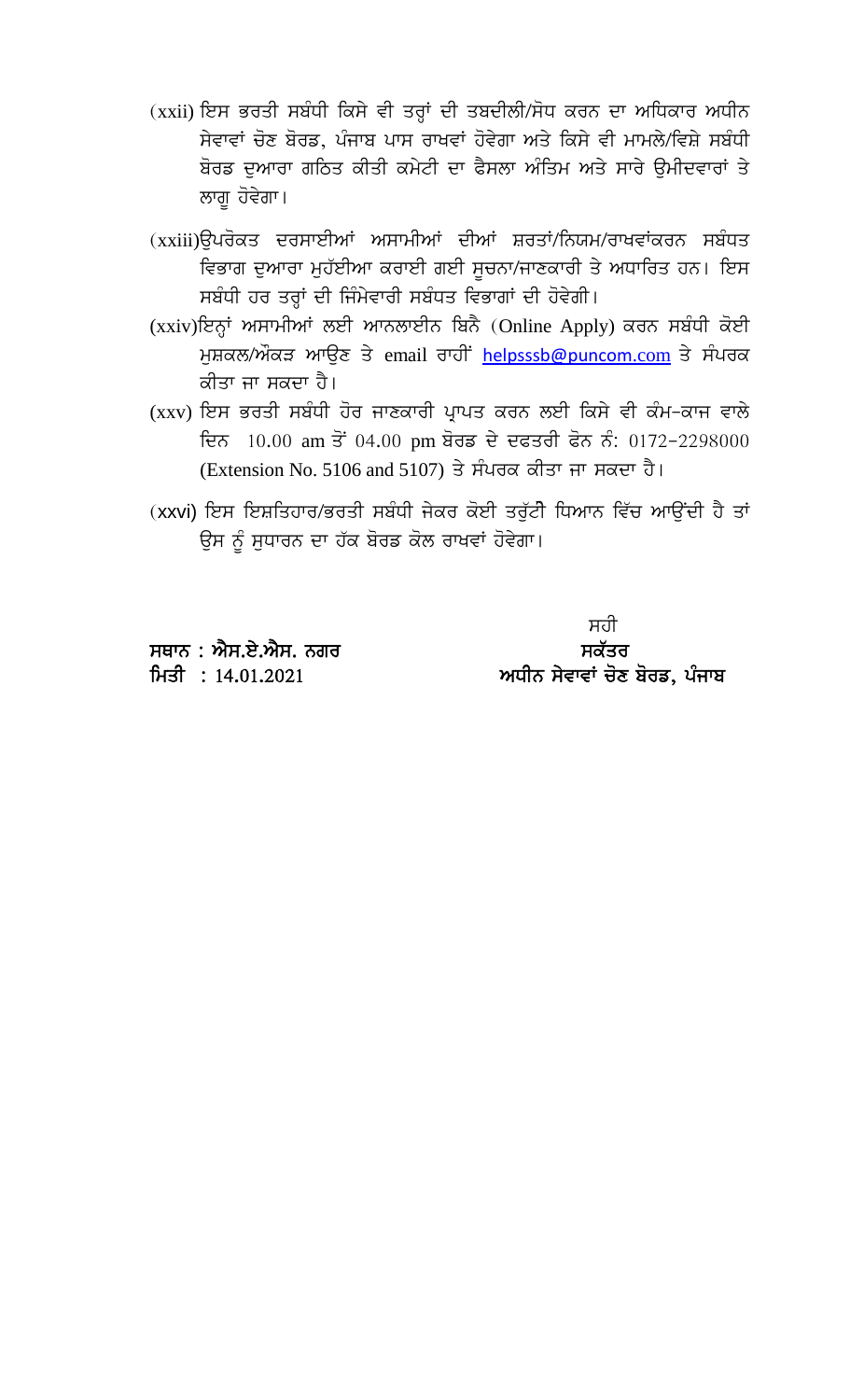(xxii) ਇਸ ਭਰਤੀ ਸਬੰਧੀ ਕਿਸੇ ਵੀ ਤਰ੍ਹਾਂ ਦੀ ਤਬਦੀਲੀ/ਸੋਧ ਕਰਨ ਦਾ ਅਧਿਕਾਰ ਅਧੀਨ ਸੇਵਾਵਾਂ ਚੋਣ ਬੋਰਡ, ਪੰਜਾਬ ਪਾਸ ਰਾਖਵਾਂ ਹੋਵੇਗਾ ਅਤੇ ਕਿਸੇ ਵੀ ਮਾਮਲੇ/ਵਿਸ਼ੇ ਸਬੰਧੀ ਬੋਰਡ ਦੁਆਰਾ ਗਠਿਤ ਕੀਤੀ ਕਮੇਟੀ ਦਾ ਫੈਸਲਾ ਅੰਤਿਮ ਅਤੇ ਸਾਰੇ ਉਮੀਦਵਾਰਾਂ ਤੇ ਲਾਗੂ ਹੋਵੇਗਾ।

(xxiii) ਉਪਰੋਕਤ ਦਰਸਾਈਆਂ ਅਸਾਮੀਆਂ ਦੀਆਂ ਸ਼ਰਤਾਂ/ਨਿਯਮ/ਰਾਖਵਾਂਕਰਨ ਸਬੰਧਤ ਵਿਭਾਗ ਦੁਆਰਾ ਮੁਹੱਈਆ ਕਰਾਈ ਗਈ ਸੂਚਨਾ/ਜਾਣਕਾਰੀ ਤੇ ਅਧਾਰਿਤ ਹਨ। ਇਸ ਸਬੰਧੀ ਹਰ ਤਰ੍ਹਾਂ ਦੀ ਜ਼ਿੰਮੇਵਾਰੀ ਸਬੰਧਤ ਵਿਭਾਗਾਂ ਦੀ ਹੋਵੇਗੀ।

(xxiv) ਇਨ੍ਹਾਂ ਅਸਾਮੀਆਂ ਲਈ ਆਨਲਾਈਨ ਬਿਨੈ (Online Apply) ਕਰਨ ਸਬੰਧੀ ਕੋਈ ਮੁਸ਼ਕਲ/ਔਕੜ ਆਉਣ ਤੇ email ਰਾਹੀਂ helpsssb@puncom.com ਤੇ ਸੰਪਰਕ ਕੀਤਾ ਜਾ ਸਕਦਾ ਹੈ।

(xxv) ਇਸ ਭਰਤੀ ਸਬੰਧੀ ਹੋਰ ਜਾਣਕਾਰੀ ਪ੍ਰਾਪਤ ਕਰਨ ਲਈ ਕਿਸੇ ਵੀ ਕੰਮ-ਕਾਜ ਵਾਲੇ ਦਿਨ 10.00 am ਤੋਂ 04.00 pm ਬੋਰਡ ਦੇ ਦਫਤਰੀ ਫੋਨ ਨੰ: 0172-2298000 (Extension No. 5106 and 5107) ਤੇ ਸੰਪਰਕ ਕੀਤਾ ਜਾ ਸਕਦਾ ਹੈ।

(xxvi) ਇਸ ਇਸ਼ਤਿਹਾਰ/ਭਰਤੀ ਸਬੰਧੀ ਜੇਕਰ ਕੋਈ ਤਰੁੱਟੀ ਧਿਆਨ ਵਿੱਚ ਆਉਂਦੀ ਹੈ ਤਾਂ ਉਸ ਨੂੰ ਸੁਧਾਰਨ ਦਾ ਹੱਕ ਬੋਰਡ ਕੋਲ ਰਾਖਵਾਂ ਹੋਵੇਗਾ।

ਸਹੀ

**ਸਥਾਨ : ਐਸ.ਏ.ਐਸ. ਨਗਰ**
**ਮਿਤੀ** : 14.01.2021

**ਸਕੱਤਰ**
**ਅਧੀਨ ਸੇਵਾਵਾਂ ਚੋਣ ਬੋਰਡ, ਪੰਜਾਬ**